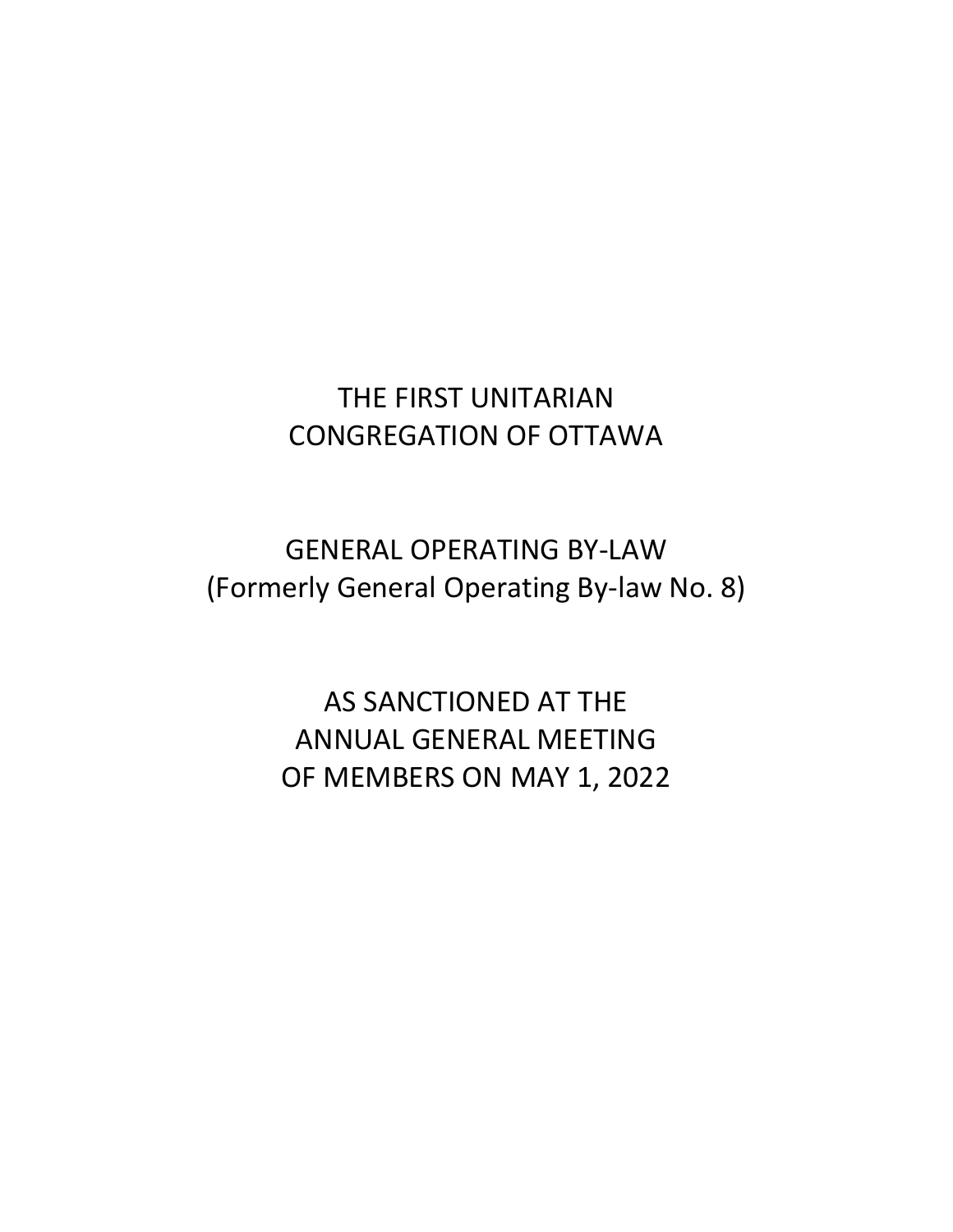# THE FIRST UNITARIAN CONGREGATION OF OTTAWA

## GENERAL OPERATING BY-LAW
(Formerly General Operating By-law No. 8)

AS SANCTIONED AT THE
ANNUAL GENERAL MEETING
OF MEMBERS ON MAY 1, 2022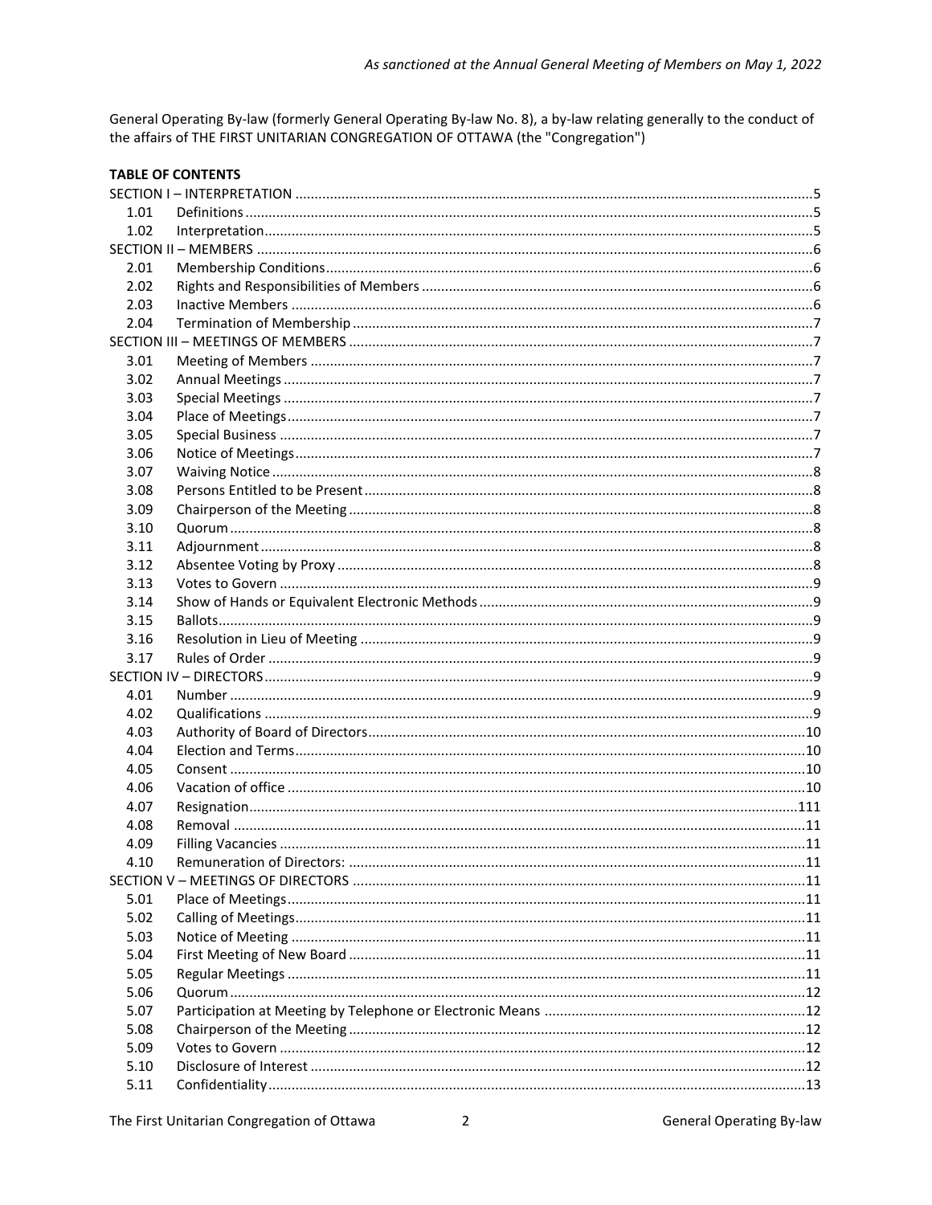*As sanctioned at the Annual General Meeting of Members on May 1, 2022*

General Operating By-law (formerly General Operating By-law No. 8), a by-law relating generally to the conduct of the affairs of THE FIRST UNITARIAN CONGREGATION OF OTTAWA (the "Congregation")

**TABLE OF CONTENTS**

SECTION I – INTERPRETATION .....5
- 1.01 Definitions .....5
- 1.02 Interpretation .....5

SECTION II – MEMBERS .....6
- 2.01 Membership Conditions .....6
- 2.02 Rights and Responsibilities of Members .....6
- 2.03 Inactive Members .....6
- 2.04 Termination of Membership .....7

SECTION III – MEETINGS OF MEMBERS .....7
- 3.01 Meeting of Members .....7
- 3.02 Annual Meetings .....7
- 3.03 Special Meetings .....7
- 3.04 Place of Meetings .....7
- 3.05 Special Business .....7
- 3.06 Notice of Meetings .....7
- 3.07 Waiving Notice .....8
- 3.08 Persons Entitled to be Present .....8
- 3.09 Chairperson of the Meeting .....8
- 3.10 Quorum .....8
- 3.11 Adjournment .....8
- 3.12 Absentee Voting by Proxy .....8
- 3.13 Votes to Govern .....9
- 3.14 Show of Hands or Equivalent Electronic Methods .....9
- 3.15 Ballots .....9
- 3.16 Resolution in Lieu of Meeting .....9
- 3.17 Rules of Order .....9

SECTION IV – DIRECTORS .....9
- 4.01 Number .....9
- 4.02 Qualifications .....9
- 4.03 Authority of Board of Directors .....10
- 4.04 Election and Terms .....10
- 4.05 Consent .....10
- 4.06 Vacation of office .....10
- 4.07 Resignation .....111
- 4.08 Removal .....11
- 4.09 Filling Vacancies .....11
- 4.10 Remuneration of Directors: .....11

SECTION V – MEETINGS OF DIRECTORS .....11
- 5.01 Place of Meetings .....11
- 5.02 Calling of Meetings .....11
- 5.03 Notice of Meeting .....11
- 5.04 First Meeting of New Board .....11
- 5.05 Regular Meetings .....11
- 5.06 Quorum .....12
- 5.07 Participation at Meeting by Telephone or Electronic Means .....12
- 5.08 Chairperson of the Meeting .....12
- 5.09 Votes to Govern .....12
- 5.10 Disclosure of Interest .....12
- 5.11 Confidentiality .....13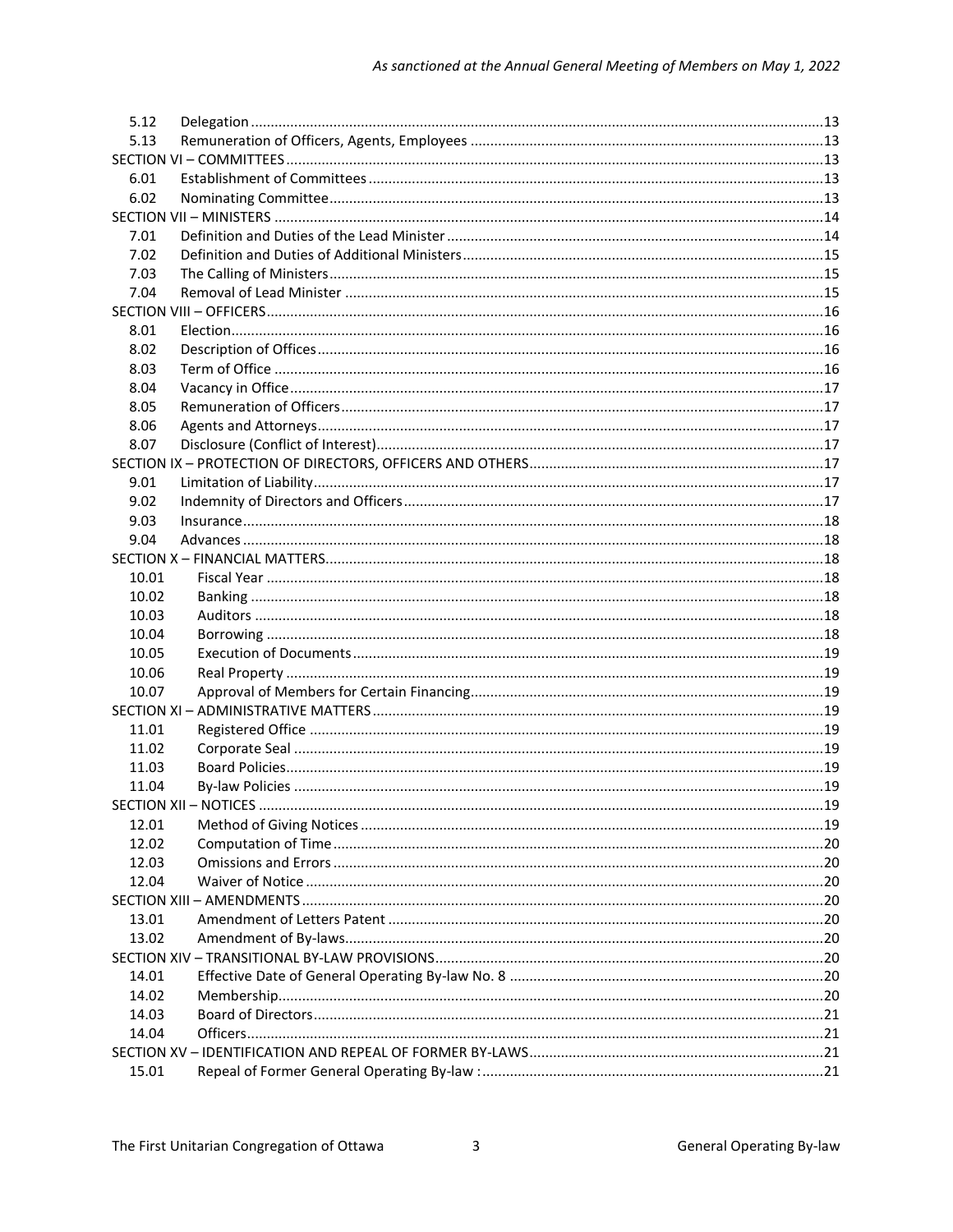| | | |
|---|---|---|
| 5.12 | Delegation | 13 |
| 5.13 | Remuneration of Officers, Agents, Employees | 13 |
| SECTION VI – COMMITTEES | | 13 |
| 6.01 | Establishment of Committees | 13 |
| 6.02 | Nominating Committee | 13 |
| SECTION VII – MINISTERS | | 14 |
| 7.01 | Definition and Duties of the Lead Minister | 14 |
| 7.02 | Definition and Duties of Additional Ministers | 15 |
| 7.03 | The Calling of Ministers | 15 |
| 7.04 | Removal of Lead Minister | 15 |
| SECTION VIII – OFFICERS | | 16 |
| 8.01 | Election | 16 |
| 8.02 | Description of Offices | 16 |
| 8.03 | Term of Office | 16 |
| 8.04 | Vacancy in Office | 17 |
| 8.05 | Remuneration of Officers | 17 |
| 8.06 | Agents and Attorneys | 17 |
| 8.07 | Disclosure (Conflict of Interest) | 17 |
| SECTION IX – PROTECTION OF DIRECTORS, OFFICERS AND OTHERS | | 17 |
| 9.01 | Limitation of Liability | 17 |
| 9.02 | Indemnity of Directors and Officers | 17 |
| 9.03 | Insurance | 18 |
| 9.04 | Advances | 18 |
| SECTION X – FINANCIAL MATTERS | | 18 |
| 10.01 | Fiscal Year | 18 |
| 10.02 | Banking | 18 |
| 10.03 | Auditors | 18 |
| 10.04 | Borrowing | 18 |
| 10.05 | Execution of Documents | 19 |
| 10.06 | Real Property | 19 |
| 10.07 | Approval of Members for Certain Financing | 19 |
| SECTION XI – ADMINISTRATIVE MATTERS | | 19 |
| 11.01 | Registered Office | 19 |
| 11.02 | Corporate Seal | 19 |
| 11.03 | Board Policies | 19 |
| 11.04 | By-law Policies | 19 |
| SECTION XII – NOTICES | | 19 |
| 12.01 | Method of Giving Notices | 19 |
| 12.02 | Computation of Time | 20 |
| 12.03 | Omissions and Errors | 20 |
| 12.04 | Waiver of Notice | 20 |
| SECTION XIII – AMENDMENTS | | 20 |
| 13.01 | Amendment of Letters Patent | 20 |
| 13.02 | Amendment of By-laws | 20 |
| SECTION XIV – TRANSITIONAL BY-LAW PROVISIONS | | 20 |
| 14.01 | Effective Date of General Operating By-law No. 8 | 20 |
| 14.02 | Membership | 20 |
| 14.03 | Board of Directors | 21 |
| 14.04 | Officers | 21 |
| SECTION XV – IDENTIFICATION AND REPEAL OF FORMER BY-LAWS | | 21 |
| 15.01 | Repeal of Former General Operating By-law : | 21 |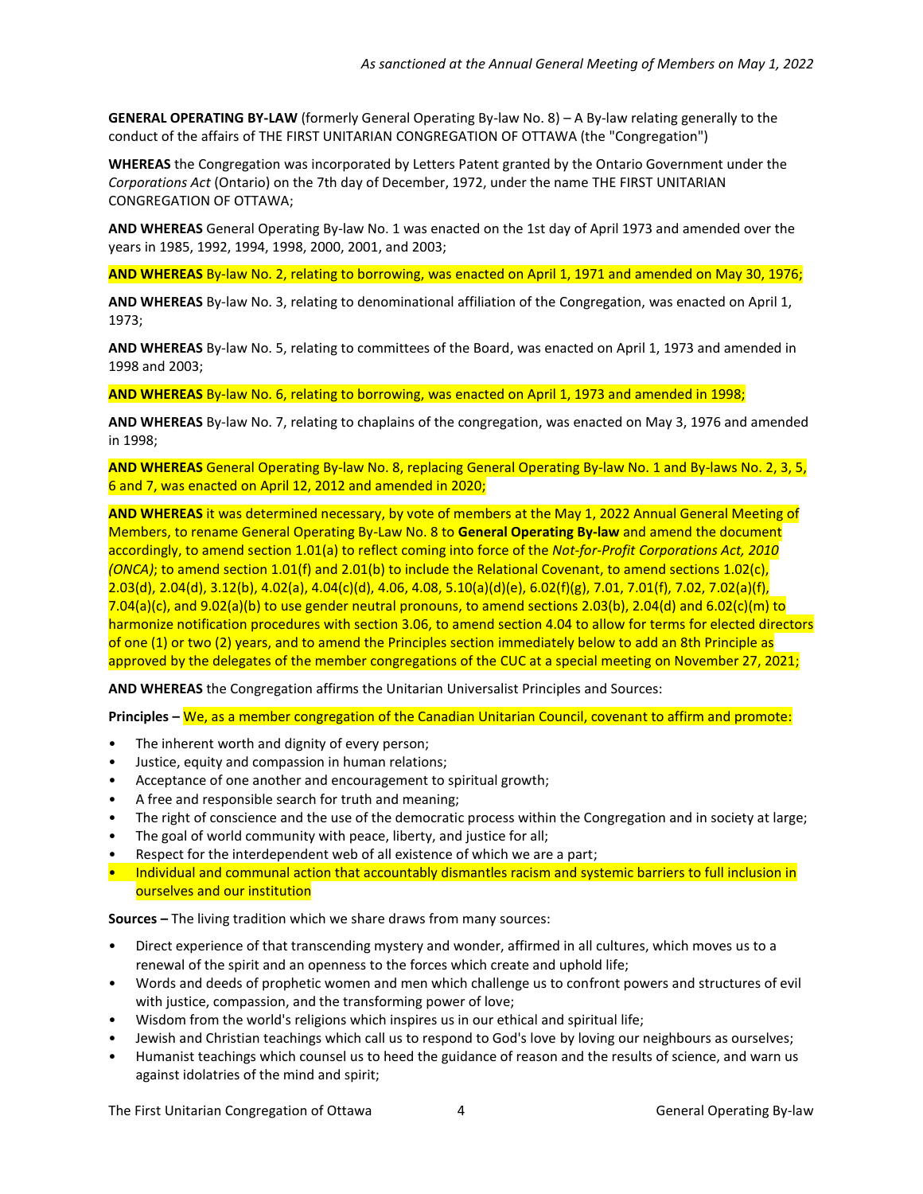*As sanctioned at the Annual General Meeting of Members on May 1, 2022*

**GENERAL OPERATING BY-LAW** (formerly General Operating By-law No. 8) – A By-law relating generally to the conduct of the affairs of THE FIRST UNITARIAN CONGREGATION OF OTTAWA (the "Congregation")

**WHEREAS** the Congregation was incorporated by Letters Patent granted by the Ontario Government under the *Corporations Act* (Ontario) on the 7th day of December, 1972, under the name THE FIRST UNITARIAN CONGREGATION OF OTTAWA;

**AND WHEREAS** General Operating By-law No. 1 was enacted on the 1st day of April 1973 and amended over the years in 1985, 1992, 1994, 1998, 2000, 2001, and 2003;

**AND WHEREAS** By-law No. 2, relating to borrowing, was enacted on April 1, 1971 and amended on May 30, 1976;

**AND WHEREAS** By-law No. 3, relating to denominational affiliation of the Congregation, was enacted on April 1, 1973;

**AND WHEREAS** By-law No. 5, relating to committees of the Board, was enacted on April 1, 1973 and amended in 1998 and 2003;

**AND WHEREAS** By-law No. 6, relating to borrowing, was enacted on April 1, 1973 and amended in 1998;

**AND WHEREAS** By-law No. 7, relating to chaplains of the congregation, was enacted on May 3, 1976 and amended in 1998;

**AND WHEREAS** General Operating By-law No. 8, replacing General Operating By-law No. 1 and By-laws No. 2, 3, 5, 6 and 7, was enacted on April 12, 2012 and amended in 2020;

**AND WHEREAS** it was determined necessary, by vote of members at the May 1, 2022 Annual General Meeting of Members, to rename General Operating By-Law No. 8 to **General Operating By-law** and amend the document accordingly, to amend section 1.01(a) to reflect coming into force of the *Not-for-Profit Corporations Act, 2010 (ONCA)*; to amend section 1.01(f) and 2.01(b) to include the Relational Covenant, to amend sections 1.02(c), 2.03(d), 2.04(d), 3.12(b), 4.02(a), 4.04(c)(d), 4.06, 4.08, 5.10(a)(d)(e), 6.02(f)(g), 7.01, 7.01(f), 7.02, 7.02(a)(f), 7.04(a)(c), and 9.02(a)(b) to use gender neutral pronouns, to amend sections 2.03(b), 2.04(d) and 6.02(c)(m) to harmonize notification procedures with section 3.06, to amend section 4.04 to allow for terms for elected directors of one (1) or two (2) years, and to amend the Principles section immediately below to add an 8th Principle as approved by the delegates of the member congregations of the CUC at a special meeting on November 27, 2021;

**AND WHEREAS** the Congregation affirms the Unitarian Universalist Principles and Sources:

**Principles –** We, as a member congregation of the Canadian Unitarian Council, covenant to affirm and promote:

- The inherent worth and dignity of every person;
- Justice, equity and compassion in human relations;
- Acceptance of one another and encouragement to spiritual growth;
- A free and responsible search for truth and meaning;
- The right of conscience and the use of the democratic process within the Congregation and in society at large;
- The goal of world community with peace, liberty, and justice for all;
- Respect for the interdependent web of all existence of which we are a part;
- Individual and communal action that accountably dismantles racism and systemic barriers to full inclusion in ourselves and our institution

**Sources –** The living tradition which we share draws from many sources:

- Direct experience of that transcending mystery and wonder, affirmed in all cultures, which moves us to a renewal of the spirit and an openness to the forces which create and uphold life;
- Words and deeds of prophetic women and men which challenge us to confront powers and structures of evil with justice, compassion, and the transforming power of love;
- Wisdom from the world's religions which inspires us in our ethical and spiritual life;
- Jewish and Christian teachings which call us to respond to God's love by loving our neighbours as ourselves;
- Humanist teachings which counsel us to heed the guidance of reason and the results of science, and warn us against idolatries of the mind and spirit;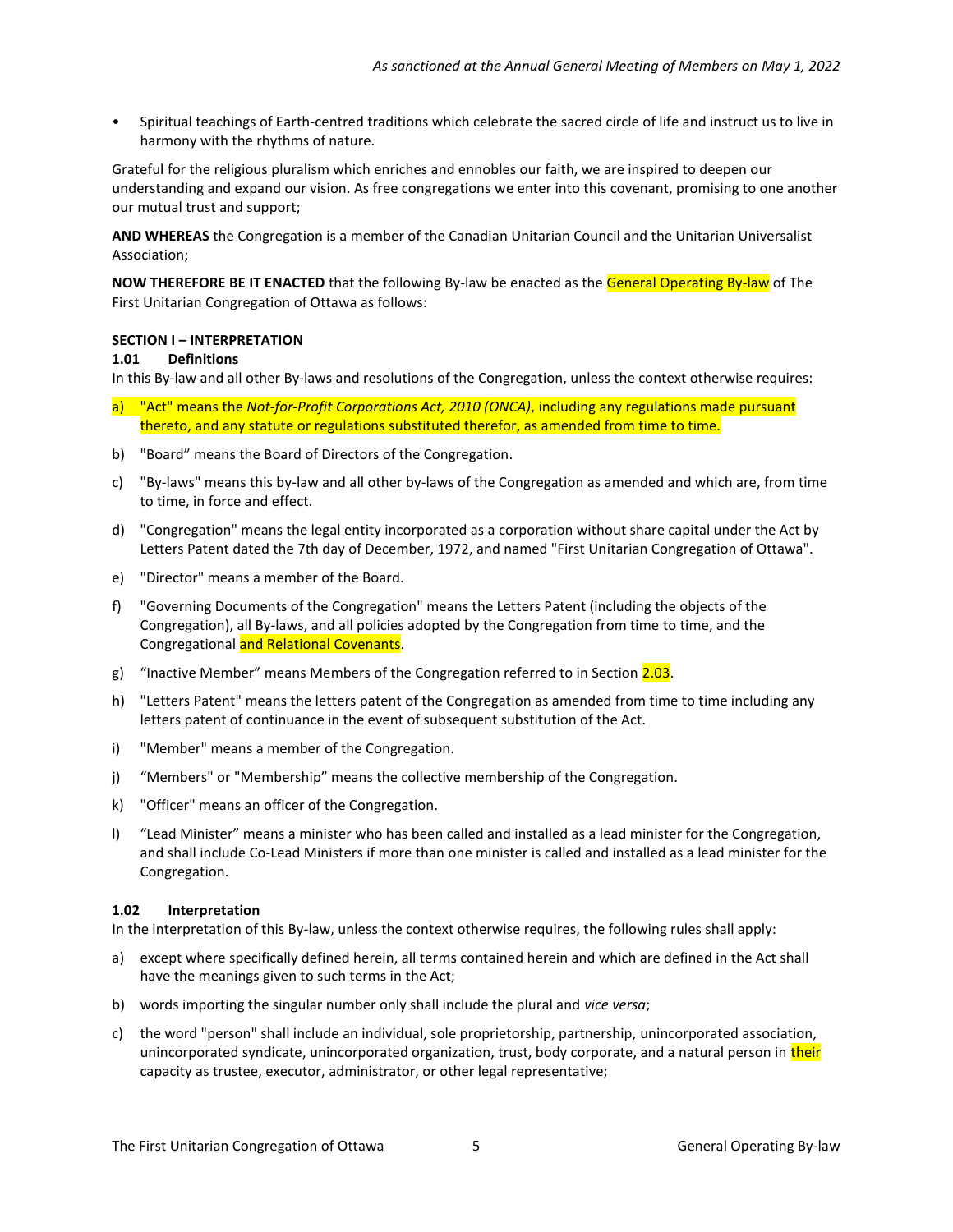- Spiritual teachings of Earth-centred traditions which celebrate the sacred circle of life and instruct us to live in harmony with the rhythms of nature.

Grateful for the religious pluralism which enriches and ennobles our faith, we are inspired to deepen our understanding and expand our vision. As free congregations we enter into this covenant, promising to one another our mutual trust and support;

**AND WHEREAS** the Congregation is a member of the Canadian Unitarian Council and the Unitarian Universalist Association;

**NOW THEREFORE BE IT ENACTED** that the following By-law be enacted as the General Operating By-law of The First Unitarian Congregation of Ottawa as follows:

### SECTION I – INTERPRETATION

#### 1.01 Definitions

In this By-law and all other By-laws and resolutions of the Congregation, unless the context otherwise requires:

a) "Act" means the *Not-for-Profit Corporations Act, 2010 (ONCA)*, including any regulations made pursuant thereto, and any statute or regulations substituted therefor, as amended from time to time.

b) "Board" means the Board of Directors of the Congregation.

c) "By-laws" means this by-law and all other by-laws of the Congregation as amended and which are, from time to time, in force and effect.

d) "Congregation" means the legal entity incorporated as a corporation without share capital under the Act by Letters Patent dated the 7th day of December, 1972, and named "First Unitarian Congregation of Ottawa".

e) "Director" means a member of the Board.

f) "Governing Documents of the Congregation" means the Letters Patent (including the objects of the Congregation), all By-laws, and all policies adopted by the Congregation from time to time, and the Congregational and Relational Covenants.

g) "Inactive Member" means Members of the Congregation referred to in Section 2.03.

h) "Letters Patent" means the letters patent of the Congregation as amended from time to time including any letters patent of continuance in the event of subsequent substitution of the Act.

i) "Member" means a member of the Congregation.

j) "Members" or "Membership" means the collective membership of the Congregation.

k) "Officer" means an officer of the Congregation.

l) "Lead Minister" means a minister who has been called and installed as a lead minister for the Congregation, and shall include Co-Lead Ministers if more than one minister is called and installed as a lead minister for the Congregation.

#### 1.02 Interpretation

In the interpretation of this By-law, unless the context otherwise requires, the following rules shall apply:

a) except where specifically defined herein, all terms contained herein and which are defined in the Act shall have the meanings given to such terms in the Act;

b) words importing the singular number only shall include the plural and *vice versa*;

c) the word "person" shall include an individual, sole proprietorship, partnership, unincorporated association, unincorporated syndicate, unincorporated organization, trust, body corporate, and a natural person in their capacity as trustee, executor, administrator, or other legal representative;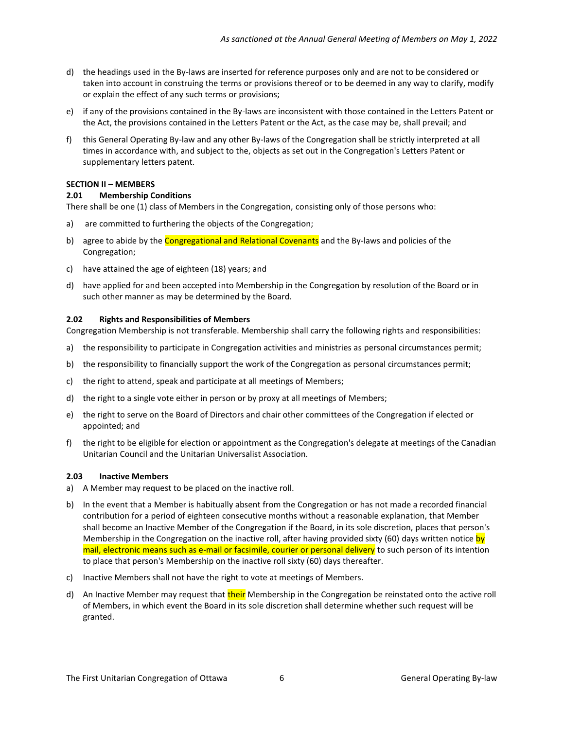d) the headings used in the By-laws are inserted for reference purposes only and are not to be considered or taken into account in construing the terms or provisions thereof or to be deemed in any way to clarify, modify or explain the effect of any such terms or provisions;

e) if any of the provisions contained in the By-laws are inconsistent with those contained in the Letters Patent or the Act, the provisions contained in the Letters Patent or the Act, as the case may be, shall prevail; and

f) this General Operating By-law and any other By-laws of the Congregation shall be strictly interpreted at all times in accordance with, and subject to the, objects as set out in the Congregation's Letters Patent or supplementary letters patent.

## SECTION II – MEMBERS

### 2.01 Membership Conditions

There shall be one (1) class of Members in the Congregation, consisting only of those persons who:

a) are committed to furthering the objects of the Congregation;

b) agree to abide by the Congregational and Relational Covenants and the By-laws and policies of the Congregation;

c) have attained the age of eighteen (18) years; and

d) have applied for and been accepted into Membership in the Congregation by resolution of the Board or in such other manner as may be determined by the Board.

### 2.02 Rights and Responsibilities of Members

Congregation Membership is not transferable. Membership shall carry the following rights and responsibilities:

a) the responsibility to participate in Congregation activities and ministries as personal circumstances permit;

b) the responsibility to financially support the work of the Congregation as personal circumstances permit;

c) the right to attend, speak and participate at all meetings of Members;

d) the right to a single vote either in person or by proxy at all meetings of Members;

e) the right to serve on the Board of Directors and chair other committees of the Congregation if elected or appointed; and

f) the right to be eligible for election or appointment as the Congregation's delegate at meetings of the Canadian Unitarian Council and the Unitarian Universalist Association.

### 2.03 Inactive Members

a) A Member may request to be placed on the inactive roll.

b) In the event that a Member is habitually absent from the Congregation or has not made a recorded financial contribution for a period of eighteen consecutive months without a reasonable explanation, that Member shall become an Inactive Member of the Congregation if the Board, in its sole discretion, places that person's Membership in the Congregation on the inactive roll, after having provided sixty (60) days written notice by mail, electronic means such as e-mail or facsimile, courier or personal delivery to such person of its intention to place that person's Membership on the inactive roll sixty (60) days thereafter.

c) Inactive Members shall not have the right to vote at meetings of Members.

d) An Inactive Member may request that their Membership in the Congregation be reinstated onto the active roll of Members, in which event the Board in its sole discretion shall determine whether such request will be granted.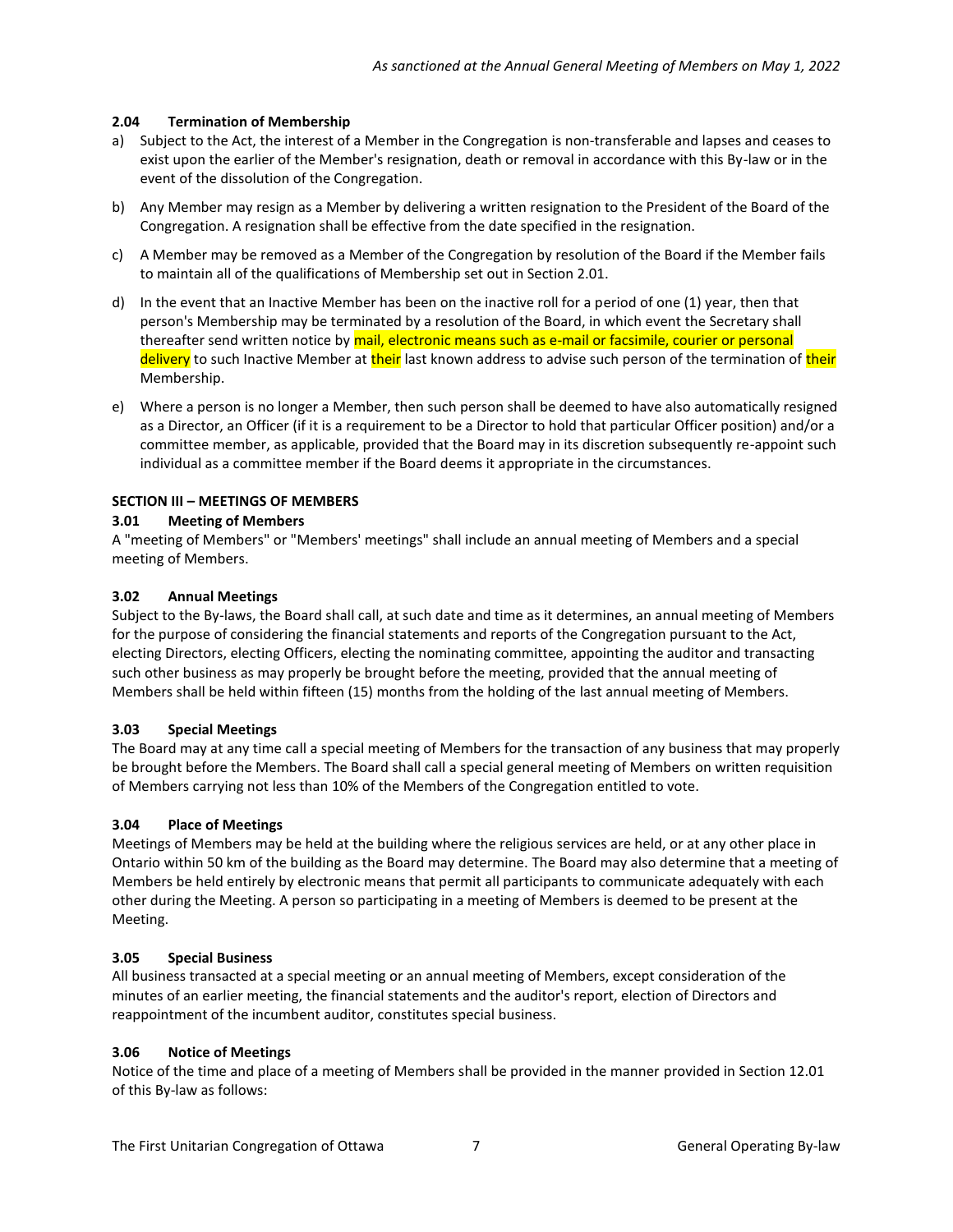**2.04 Termination of Membership**

a) Subject to the Act, the interest of a Member in the Congregation is non-transferable and lapses and ceases to exist upon the earlier of the Member's resignation, death or removal in accordance with this By-law or in the event of the dissolution of the Congregation.

b) Any Member may resign as a Member by delivering a written resignation to the President of the Board of the Congregation. A resignation shall be effective from the date specified in the resignation.

c) A Member may be removed as a Member of the Congregation by resolution of the Board if the Member fails to maintain all of the qualifications of Membership set out in Section 2.01.

d) In the event that an Inactive Member has been on the inactive roll for a period of one (1) year, then that person's Membership may be terminated by a resolution of the Board, in which event the Secretary shall thereafter send written notice by mail, electronic means such as e-mail or facsimile, courier or personal delivery to such Inactive Member at their last known address to advise such person of the termination of their Membership.

e) Where a person is no longer a Member, then such person shall be deemed to have also automatically resigned as a Director, an Officer (if it is a requirement to be a Director to hold that particular Officer position) and/or a committee member, as applicable, provided that the Board may in its discretion subsequently re-appoint such individual as a committee member if the Board deems it appropriate in the circumstances.

## SECTION III – MEETINGS OF MEMBERS

**3.01 Meeting of Members**

A "meeting of Members" or "Members' meetings" shall include an annual meeting of Members and a special meeting of Members.

**3.02 Annual Meetings**

Subject to the By-laws, the Board shall call, at such date and time as it determines, an annual meeting of Members for the purpose of considering the financial statements and reports of the Congregation pursuant to the Act, electing Directors, electing Officers, electing the nominating committee, appointing the auditor and transacting such other business as may properly be brought before the meeting, provided that the annual meeting of Members shall be held within fifteen (15) months from the holding of the last annual meeting of Members.

**3.03 Special Meetings**

The Board may at any time call a special meeting of Members for the transaction of any business that may properly be brought before the Members. The Board shall call a special general meeting of Members on written requisition of Members carrying not less than 10% of the Members of the Congregation entitled to vote.

**3.04 Place of Meetings**

Meetings of Members may be held at the building where the religious services are held, or at any other place in Ontario within 50 km of the building as the Board may determine. The Board may also determine that a meeting of Members be held entirely by electronic means that permit all participants to communicate adequately with each other during the Meeting. A person so participating in a meeting of Members is deemed to be present at the Meeting.

**3.05 Special Business**

All business transacted at a special meeting or an annual meeting of Members, except consideration of the minutes of an earlier meeting, the financial statements and the auditor's report, election of Directors and reappointment of the incumbent auditor, constitutes special business.

**3.06 Notice of Meetings**

Notice of the time and place of a meeting of Members shall be provided in the manner provided in Section 12.01 of this By-law as follows: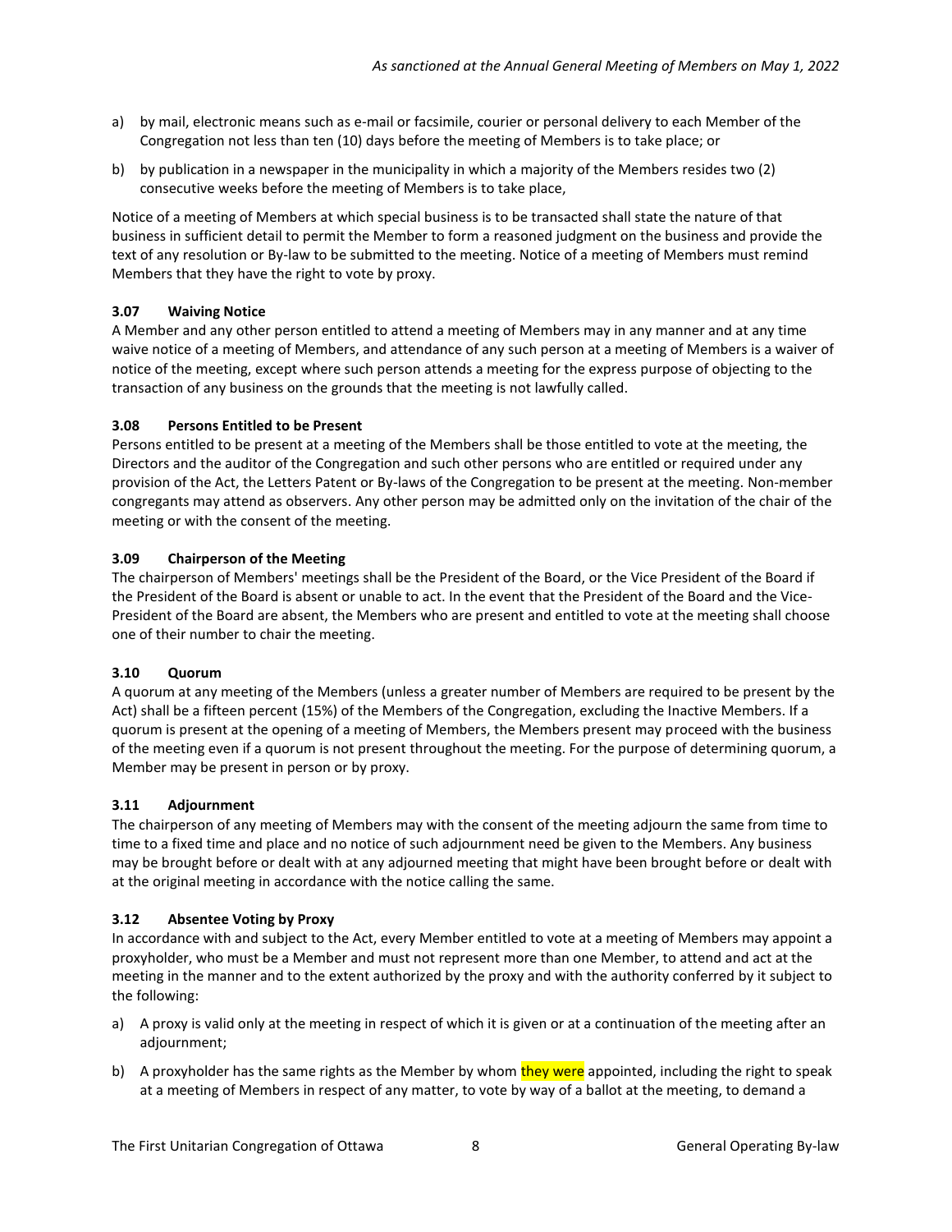a) by mail, electronic means such as e-mail or facsimile, courier or personal delivery to each Member of the Congregation not less than ten (10) days before the meeting of Members is to take place; or

b) by publication in a newspaper in the municipality in which a majority of the Members resides two (2) consecutive weeks before the meeting of Members is to take place,

Notice of a meeting of Members at which special business is to be transacted shall state the nature of that business in sufficient detail to permit the Member to form a reasoned judgment on the business and provide the text of any resolution or By-law to be submitted to the meeting. Notice of a meeting of Members must remind Members that they have the right to vote by proxy.

### 3.07 Waiving Notice

A Member and any other person entitled to attend a meeting of Members may in any manner and at any time waive notice of a meeting of Members, and attendance of any such person at a meeting of Members is a waiver of notice of the meeting, except where such person attends a meeting for the express purpose of objecting to the transaction of any business on the grounds that the meeting is not lawfully called.

### 3.08 Persons Entitled to be Present

Persons entitled to be present at a meeting of the Members shall be those entitled to vote at the meeting, the Directors and the auditor of the Congregation and such other persons who are entitled or required under any provision of the Act, the Letters Patent or By-laws of the Congregation to be present at the meeting. Non-member congregants may attend as observers. Any other person may be admitted only on the invitation of the chair of the meeting or with the consent of the meeting.

### 3.09 Chairperson of the Meeting

The chairperson of Members' meetings shall be the President of the Board, or the Vice President of the Board if the President of the Board is absent or unable to act. In the event that the President of the Board and the Vice-President of the Board are absent, the Members who are present and entitled to vote at the meeting shall choose one of their number to chair the meeting.

### 3.10 Quorum

A quorum at any meeting of the Members (unless a greater number of Members are required to be present by the Act) shall be a fifteen percent (15%) of the Members of the Congregation, excluding the Inactive Members. If a quorum is present at the opening of a meeting of Members, the Members present may proceed with the business of the meeting even if a quorum is not present throughout the meeting. For the purpose of determining quorum, a Member may be present in person or by proxy.

### 3.11 Adjournment

The chairperson of any meeting of Members may with the consent of the meeting adjourn the same from time to time to a fixed time and place and no notice of such adjournment need be given to the Members. Any business may be brought before or dealt with at any adjourned meeting that might have been brought before or dealt with at the original meeting in accordance with the notice calling the same.

### 3.12 Absentee Voting by Proxy

In accordance with and subject to the Act, every Member entitled to vote at a meeting of Members may appoint a proxyholder, who must be a Member and must not represent more than one Member, to attend and act at the meeting in the manner and to the extent authorized by the proxy and with the authority conferred by it subject to the following:

a) A proxy is valid only at the meeting in respect of which it is given or at a continuation of the meeting after an adjournment;

b) A proxyholder has the same rights as the Member by whom they were appointed, including the right to speak at a meeting of Members in respect of any matter, to vote by way of a ballot at the meeting, to demand a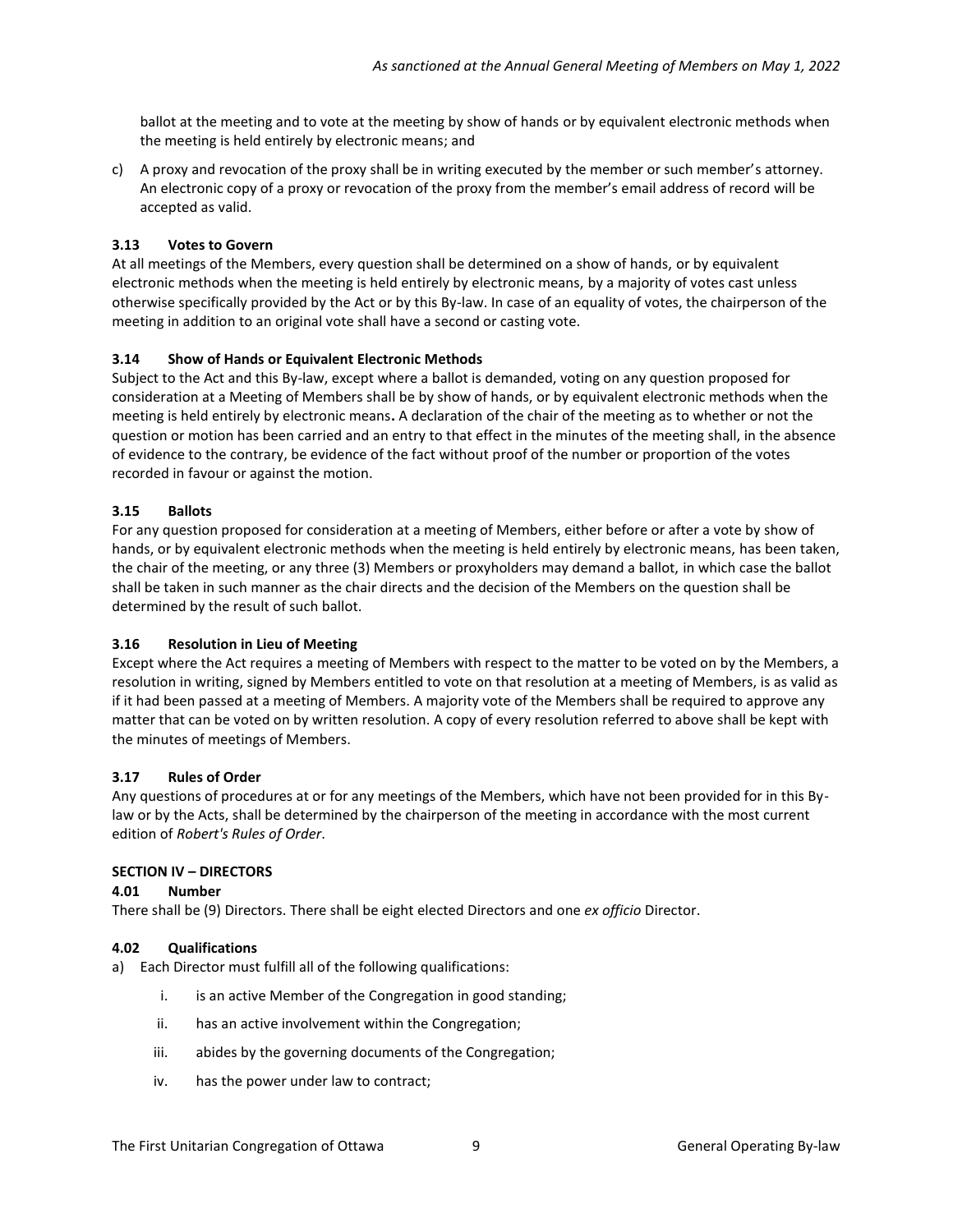ballot at the meeting and to vote at the meeting by show of hands or by equivalent electronic methods when the meeting is held entirely by electronic means; and

c) A proxy and revocation of the proxy shall be in writing executed by the member or such member's attorney. An electronic copy of a proxy or revocation of the proxy from the member's email address of record will be accepted as valid.

**3.13 Votes to Govern**

At all meetings of the Members, every question shall be determined on a show of hands, or by equivalent electronic methods when the meeting is held entirely by electronic means, by a majority of votes cast unless otherwise specifically provided by the Act or by this By-law. In case of an equality of votes, the chairperson of the meeting in addition to an original vote shall have a second or casting vote.

**3.14 Show of Hands or Equivalent Electronic Methods**

Subject to the Act and this By-law, except where a ballot is demanded, voting on any question proposed for consideration at a Meeting of Members shall be by show of hands, or by equivalent electronic methods when the meeting is held entirely by electronic means**.** A declaration of the chair of the meeting as to whether or not the question or motion has been carried and an entry to that effect in the minutes of the meeting shall, in the absence of evidence to the contrary, be evidence of the fact without proof of the number or proportion of the votes recorded in favour or against the motion.

**3.15 Ballots**

For any question proposed for consideration at a meeting of Members, either before or after a vote by show of hands, or by equivalent electronic methods when the meeting is held entirely by electronic means, has been taken, the chair of the meeting, or any three (3) Members or proxyholders may demand a ballot, in which case the ballot shall be taken in such manner as the chair directs and the decision of the Members on the question shall be determined by the result of such ballot.

**3.16 Resolution in Lieu of Meeting**

Except where the Act requires a meeting of Members with respect to the matter to be voted on by the Members, a resolution in writing, signed by Members entitled to vote on that resolution at a meeting of Members, is as valid as if it had been passed at a meeting of Members. A majority vote of the Members shall be required to approve any matter that can be voted on by written resolution. A copy of every resolution referred to above shall be kept with the minutes of meetings of Members.

**3.17 Rules of Order**

Any questions of procedures at or for any meetings of the Members, which have not been provided for in this By-law or by the Acts, shall be determined by the chairperson of the meeting in accordance with the most current edition of *Robert's Rules of Order*.

## SECTION IV – DIRECTORS

**4.01 Number**

There shall be (9) Directors. There shall be eight elected Directors and one *ex officio* Director.

**4.02 Qualifications**

a) Each Director must fulfill all of the following qualifications:

   i. is an active Member of the Congregation in good standing;

   ii. has an active involvement within the Congregation;

   iii. abides by the governing documents of the Congregation;

   iv. has the power under law to contract;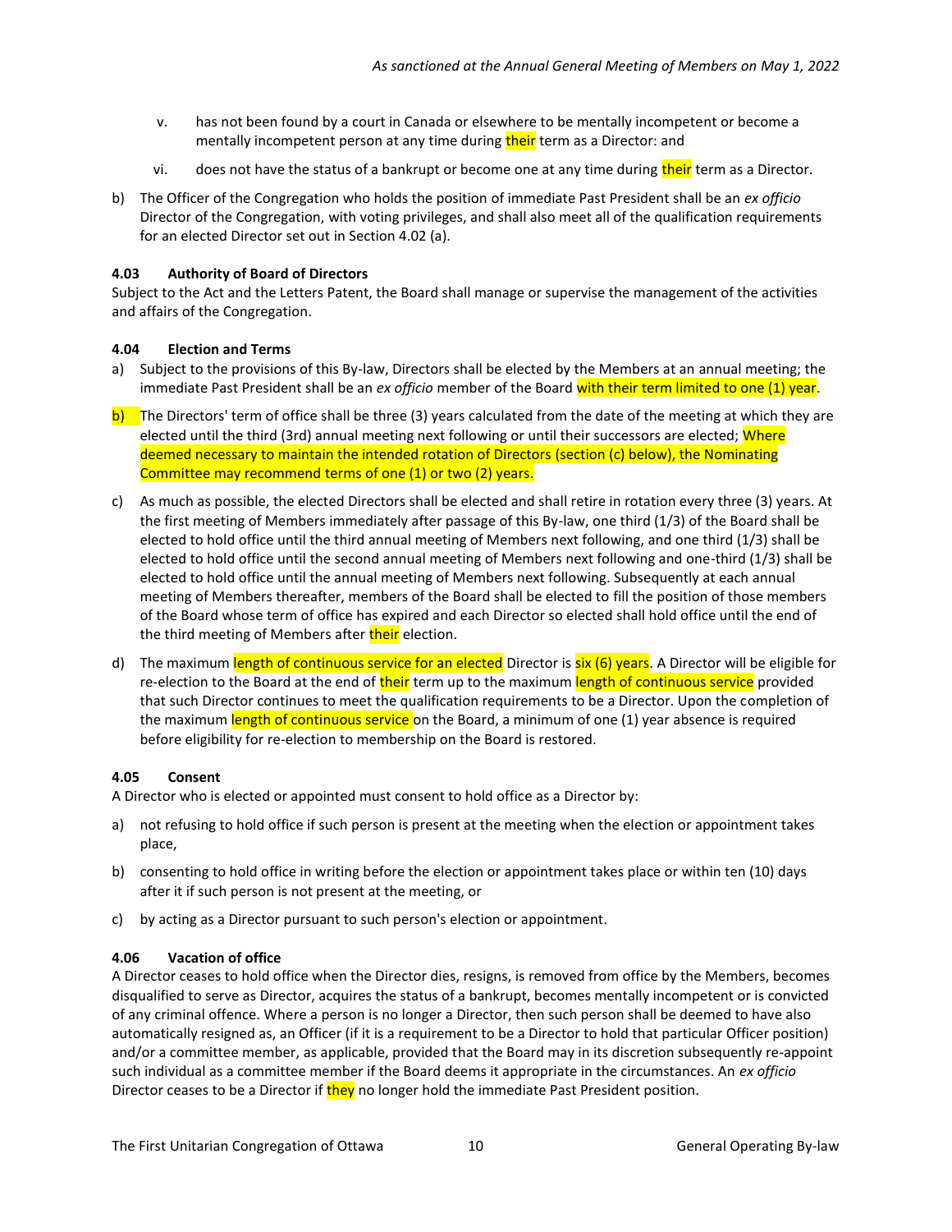v. has not been found by a court in Canada or elsewhere to be mentally incompetent or become a mentally incompetent person at any time during their term as a Director: and

vi. does not have the status of a bankrupt or become one at any time during their term as a Director.

b) The Officer of the Congregation who holds the position of immediate Past President shall be an *ex officio* Director of the Congregation, with voting privileges, and shall also meet all of the qualification requirements for an elected Director set out in Section 4.02 (a).

**4.03 Authority of Board of Directors**

Subject to the Act and the Letters Patent, the Board shall manage or supervise the management of the activities and affairs of the Congregation.

**4.04 Election and Terms**

a) Subject to the provisions of this By-law, Directors shall be elected by the Members at an annual meeting; the immediate Past President shall be an *ex officio* member of the Board with their term limited to one (1) year.

b) The Directors' term of office shall be three (3) years calculated from the date of the meeting at which they are elected until the third (3rd) annual meeting next following or until their successors are elected; Where deemed necessary to maintain the intended rotation of Directors (section (c) below), the Nominating Committee may recommend terms of one (1) or two (2) years.

c) As much as possible, the elected Directors shall be elected and shall retire in rotation every three (3) years. At the first meeting of Members immediately after passage of this By-law, one third (1/3) of the Board shall be elected to hold office until the third annual meeting of Members next following, and one third (1/3) shall be elected to hold office until the second annual meeting of Members next following and one-third (1/3) shall be elected to hold office until the annual meeting of Members next following. Subsequently at each annual meeting of Members thereafter, members of the Board shall be elected to fill the position of those members of the Board whose term of office has expired and each Director so elected shall hold office until the end of the third meeting of Members after their election.

d) The maximum length of continuous service for an elected Director is six (6) years. A Director will be eligible for re-election to the Board at the end of their term up to the maximum length of continuous service provided that such Director continues to meet the qualification requirements to be a Director. Upon the completion of the maximum length of continuous service on the Board, a minimum of one (1) year absence is required before eligibility for re-election to membership on the Board is restored.

**4.05 Consent**

A Director who is elected or appointed must consent to hold office as a Director by:

a) not refusing to hold office if such person is present at the meeting when the election or appointment takes place,

b) consenting to hold office in writing before the election or appointment takes place or within ten (10) days after it if such person is not present at the meeting, or

c) by acting as a Director pursuant to such person's election or appointment.

**4.06 Vacation of office**

A Director ceases to hold office when the Director dies, resigns, is removed from office by the Members, becomes disqualified to serve as Director, acquires the status of a bankrupt, becomes mentally incompetent or is convicted of any criminal offence. Where a person is no longer a Director, then such person shall be deemed to have also automatically resigned as, an Officer (if it is a requirement to be a Director to hold that particular Officer position) and/or a committee member, as applicable, provided that the Board may in its discretion subsequently re-appoint such individual as a committee member if the Board deems it appropriate in the circumstances. An *ex officio* Director ceases to be a Director if they no longer hold the immediate Past President position.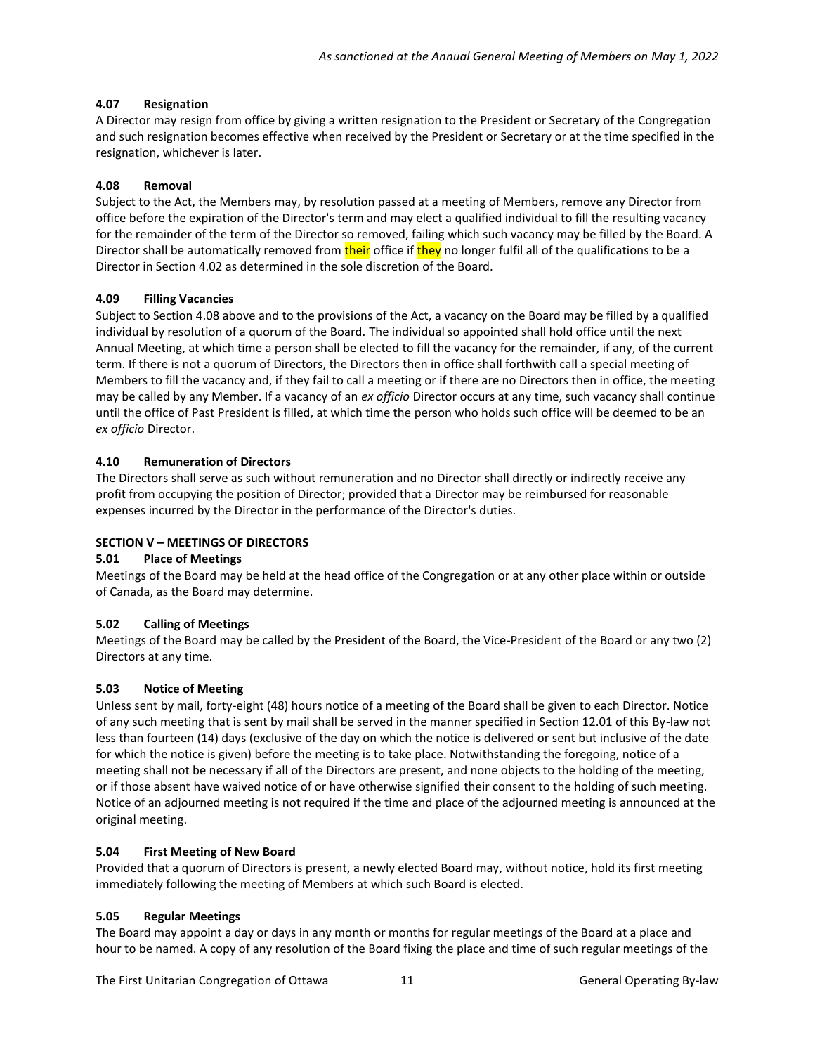### 4.07 Resignation

A Director may resign from office by giving a written resignation to the President or Secretary of the Congregation and such resignation becomes effective when received by the President or Secretary or at the time specified in the resignation, whichever is later.

### 4.08 Removal

Subject to the Act, the Members may, by resolution passed at a meeting of Members, remove any Director from office before the expiration of the Director's term and may elect a qualified individual to fill the resulting vacancy for the remainder of the term of the Director so removed, failing which such vacancy may be filled by the Board. A Director shall be automatically removed from their office if they no longer fulfil all of the qualifications to be a Director in Section 4.02 as determined in the sole discretion of the Board.

### 4.09 Filling Vacancies

Subject to Section 4.08 above and to the provisions of the Act, a vacancy on the Board may be filled by a qualified individual by resolution of a quorum of the Board. The individual so appointed shall hold office until the next Annual Meeting, at which time a person shall be elected to fill the vacancy for the remainder, if any, of the current term. If there is not a quorum of Directors, the Directors then in office shall forthwith call a special meeting of Members to fill the vacancy and, if they fail to call a meeting or if there are no Directors then in office, the meeting may be called by any Member. If a vacancy of an *ex officio* Director occurs at any time, such vacancy shall continue until the office of Past President is filled, at which time the person who holds such office will be deemed to be an *ex officio* Director.

### 4.10 Remuneration of Directors

The Directors shall serve as such without remuneration and no Director shall directly or indirectly receive any profit from occupying the position of Director; provided that a Director may be reimbursed for reasonable expenses incurred by the Director in the performance of the Director's duties.

## SECTION V – MEETINGS OF DIRECTORS

### 5.01 Place of Meetings

Meetings of the Board may be held at the head office of the Congregation or at any other place within or outside of Canada, as the Board may determine.

### 5.02 Calling of Meetings

Meetings of the Board may be called by the President of the Board, the Vice-President of the Board or any two (2) Directors at any time.

### 5.03 Notice of Meeting

Unless sent by mail, forty-eight (48) hours notice of a meeting of the Board shall be given to each Director. Notice of any such meeting that is sent by mail shall be served in the manner specified in Section 12.01 of this By-law not less than fourteen (14) days (exclusive of the day on which the notice is delivered or sent but inclusive of the date for which the notice is given) before the meeting is to take place. Notwithstanding the foregoing, notice of a meeting shall not be necessary if all of the Directors are present, and none objects to the holding of the meeting, or if those absent have waived notice of or have otherwise signified their consent to the holding of such meeting. Notice of an adjourned meeting is not required if the time and place of the adjourned meeting is announced at the original meeting.

### 5.04 First Meeting of New Board

Provided that a quorum of Directors is present, a newly elected Board may, without notice, hold its first meeting immediately following the meeting of Members at which such Board is elected.

### 5.05 Regular Meetings

The Board may appoint a day or days in any month or months for regular meetings of the Board at a place and hour to be named. A copy of any resolution of the Board fixing the place and time of such regular meetings of the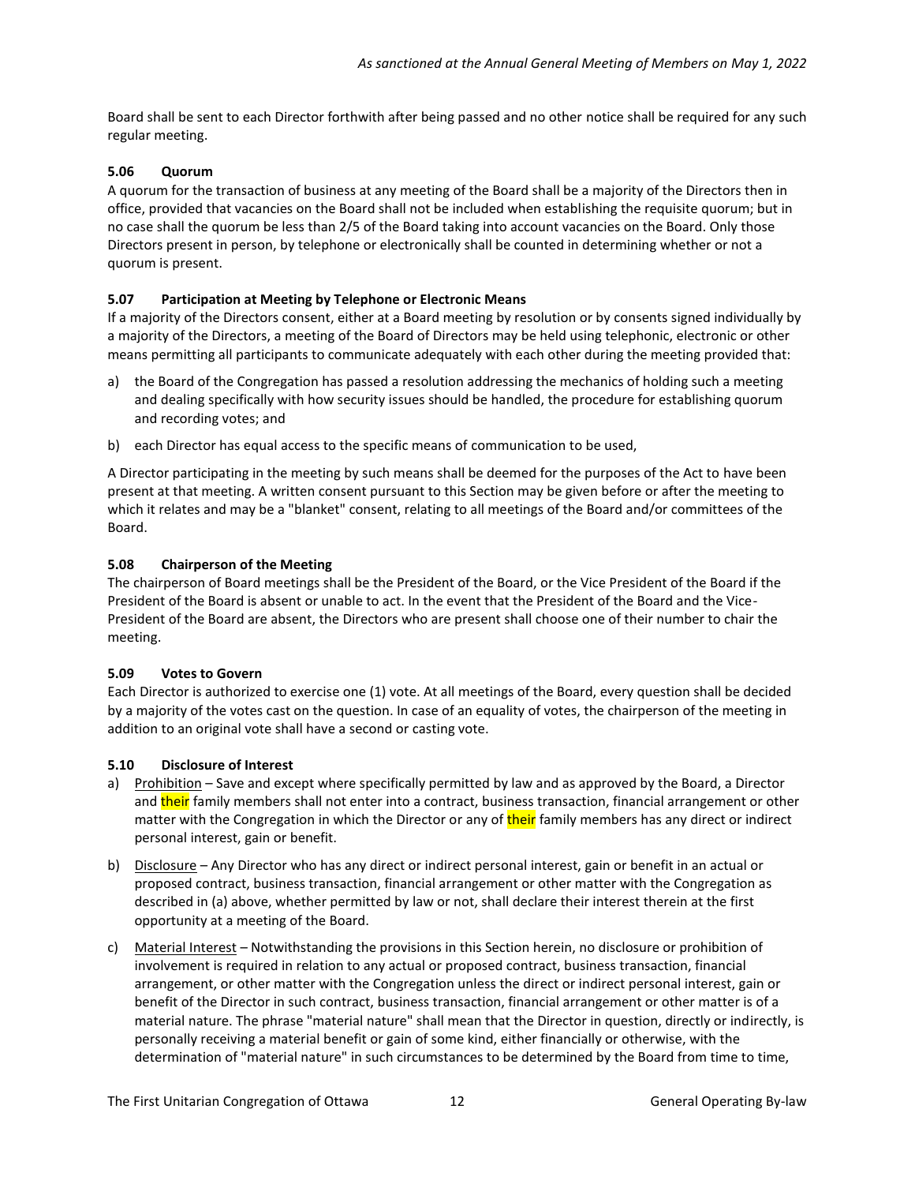Board shall be sent to each Director forthwith after being passed and no other notice shall be required for any such regular meeting.

### 5.06 Quorum

A quorum for the transaction of business at any meeting of the Board shall be a majority of the Directors then in office, provided that vacancies on the Board shall not be included when establishing the requisite quorum; but in no case shall the quorum be less than 2/5 of the Board taking into account vacancies on the Board. Only those Directors present in person, by telephone or electronically shall be counted in determining whether or not a quorum is present.

### 5.07 Participation at Meeting by Telephone or Electronic Means

If a majority of the Directors consent, either at a Board meeting by resolution or by consents signed individually by a majority of the Directors, a meeting of the Board of Directors may be held using telephonic, electronic or other means permitting all participants to communicate adequately with each other during the meeting provided that:

a) the Board of the Congregation has passed a resolution addressing the mechanics of holding such a meeting and dealing specifically with how security issues should be handled, the procedure for establishing quorum and recording votes; and

b) each Director has equal access to the specific means of communication to be used,

A Director participating in the meeting by such means shall be deemed for the purposes of the Act to have been present at that meeting. A written consent pursuant to this Section may be given before or after the meeting to which it relates and may be a "blanket" consent, relating to all meetings of the Board and/or committees of the Board.

### 5.08 Chairperson of the Meeting

The chairperson of Board meetings shall be the President of the Board, or the Vice President of the Board if the President of the Board is absent or unable to act. In the event that the President of the Board and the Vice-President of the Board are absent, the Directors who are present shall choose one of their number to chair the meeting.

### 5.09 Votes to Govern

Each Director is authorized to exercise one (1) vote. At all meetings of the Board, every question shall be decided by a majority of the votes cast on the question. In case of an equality of votes, the chairperson of the meeting in addition to an original vote shall have a second or casting vote.

### 5.10 Disclosure of Interest

a) Prohibition – Save and except where specifically permitted by law and as approved by the Board, a Director and their family members shall not enter into a contract, business transaction, financial arrangement or other matter with the Congregation in which the Director or any of their family members has any direct or indirect personal interest, gain or benefit.

b) Disclosure – Any Director who has any direct or indirect personal interest, gain or benefit in an actual or proposed contract, business transaction, financial arrangement or other matter with the Congregation as described in (a) above, whether permitted by law or not, shall declare their interest therein at the first opportunity at a meeting of the Board.

c) Material Interest – Notwithstanding the provisions in this Section herein, no disclosure or prohibition of involvement is required in relation to any actual or proposed contract, business transaction, financial arrangement, or other matter with the Congregation unless the direct or indirect personal interest, gain or benefit of the Director in such contract, business transaction, financial arrangement or other matter is of a material nature. The phrase "material nature" shall mean that the Director in question, directly or indirectly, is personally receiving a material benefit or gain of some kind, either financially or otherwise, with the determination of "material nature" in such circumstances to be determined by the Board from time to time,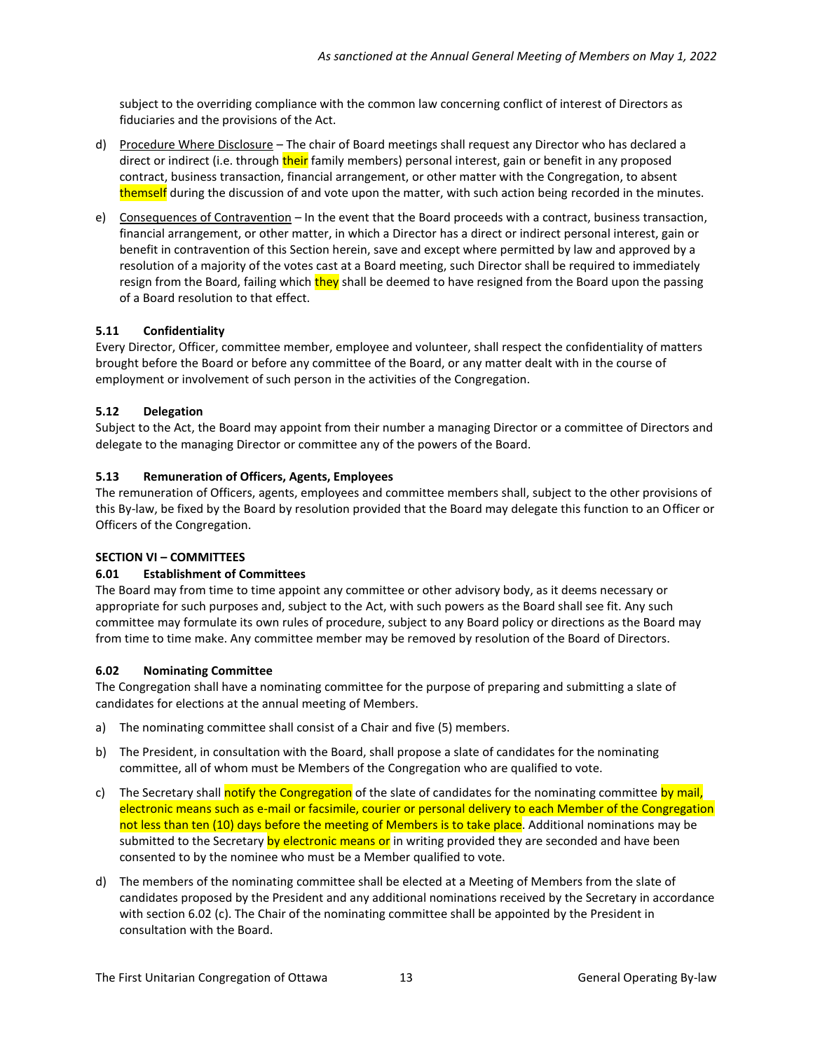subject to the overriding compliance with the common law concerning conflict of interest of Directors as fiduciaries and the provisions of the Act.

d) <u>Procedure Where Disclosure</u> – The chair of Board meetings shall request any Director who has declared a direct or indirect (i.e. through their family members) personal interest, gain or benefit in any proposed contract, business transaction, financial arrangement, or other matter with the Congregation, to absent themself during the discussion of and vote upon the matter, with such action being recorded in the minutes.

e) <u>Consequences of Contravention</u> – In the event that the Board proceeds with a contract, business transaction, financial arrangement, or other matter, in which a Director has a direct or indirect personal interest, gain or benefit in contravention of this Section herein, save and except where permitted by law and approved by a resolution of a majority of the votes cast at a Board meeting, such Director shall be required to immediately resign from the Board, failing which they shall be deemed to have resigned from the Board upon the passing of a Board resolution to that effect.

### 5.11 Confidentiality

Every Director, Officer, committee member, employee and volunteer, shall respect the confidentiality of matters brought before the Board or before any committee of the Board, or any matter dealt with in the course of employment or involvement of such person in the activities of the Congregation.

### 5.12 Delegation

Subject to the Act, the Board may appoint from their number a managing Director or a committee of Directors and delegate to the managing Director or committee any of the powers of the Board.

### 5.13 Remuneration of Officers, Agents, Employees

The remuneration of Officers, agents, employees and committee members shall, subject to the other provisions of this By-law, be fixed by the Board by resolution provided that the Board may delegate this function to an Officer or Officers of the Congregation.

## SECTION VI – COMMITTEES

### 6.01 Establishment of Committees

The Board may from time to time appoint any committee or other advisory body, as it deems necessary or appropriate for such purposes and, subject to the Act, with such powers as the Board shall see fit. Any such committee may formulate its own rules of procedure, subject to any Board policy or directions as the Board may from time to time make. Any committee member may be removed by resolution of the Board of Directors.

### 6.02 Nominating Committee

The Congregation shall have a nominating committee for the purpose of preparing and submitting a slate of candidates for elections at the annual meeting of Members.

a) The nominating committee shall consist of a Chair and five (5) members.

b) The President, in consultation with the Board, shall propose a slate of candidates for the nominating committee, all of whom must be Members of the Congregation who are qualified to vote.

c) The Secretary shall notify the Congregation of the slate of candidates for the nominating committee by mail, electronic means such as e-mail or facsimile, courier or personal delivery to each Member of the Congregation not less than ten (10) days before the meeting of Members is to take place. Additional nominations may be submitted to the Secretary by electronic means or in writing provided they are seconded and have been consented to by the nominee who must be a Member qualified to vote.

d) The members of the nominating committee shall be elected at a Meeting of Members from the slate of candidates proposed by the President and any additional nominations received by the Secretary in accordance with section 6.02 (c). The Chair of the nominating committee shall be appointed by the President in consultation with the Board.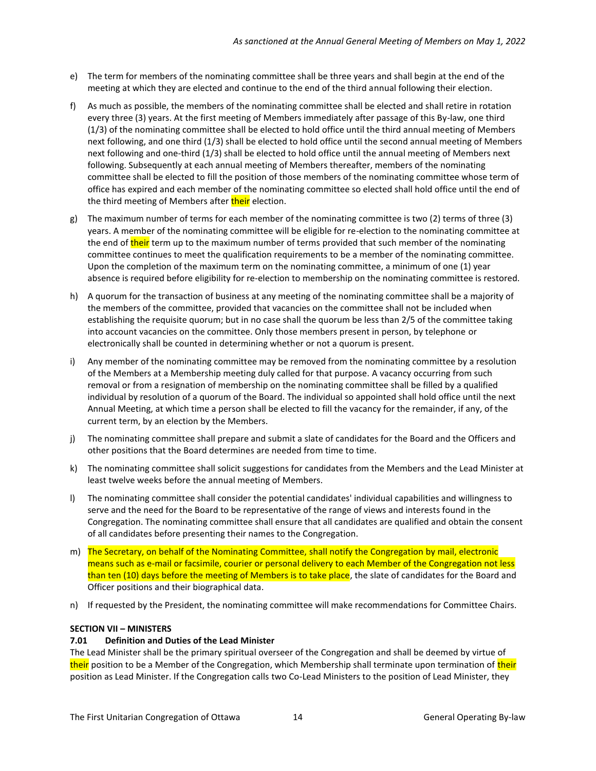e) The term for members of the nominating committee shall be three years and shall begin at the end of the meeting at which they are elected and continue to the end of the third annual following their election.

f) As much as possible, the members of the nominating committee shall be elected and shall retire in rotation every three (3) years. At the first meeting of Members immediately after passage of this By-law, one third (1/3) of the nominating committee shall be elected to hold office until the third annual meeting of Members next following, and one third (1/3) shall be elected to hold office until the second annual meeting of Members next following and one-third (1/3) shall be elected to hold office until the annual meeting of Members next following. Subsequently at each annual meeting of Members thereafter, members of the nominating committee shall be elected to fill the position of those members of the nominating committee whose term of office has expired and each member of the nominating committee so elected shall hold office until the end of the third meeting of Members after their election.

g) The maximum number of terms for each member of the nominating committee is two (2) terms of three (3) years. A member of the nominating committee will be eligible for re-election to the nominating committee at the end of their term up to the maximum number of terms provided that such member of the nominating committee continues to meet the qualification requirements to be a member of the nominating committee. Upon the completion of the maximum term on the nominating committee, a minimum of one (1) year absence is required before eligibility for re-election to membership on the nominating committee is restored.

h) A quorum for the transaction of business at any meeting of the nominating committee shall be a majority of the members of the committee, provided that vacancies on the committee shall not be included when establishing the requisite quorum; but in no case shall the quorum be less than 2/5 of the committee taking into account vacancies on the committee. Only those members present in person, by telephone or electronically shall be counted in determining whether or not a quorum is present.

i) Any member of the nominating committee may be removed from the nominating committee by a resolution of the Members at a Membership meeting duly called for that purpose. A vacancy occurring from such removal or from a resignation of membership on the nominating committee shall be filled by a qualified individual by resolution of a quorum of the Board. The individual so appointed shall hold office until the next Annual Meeting, at which time a person shall be elected to fill the vacancy for the remainder, if any, of the current term, by an election by the Members.

j) The nominating committee shall prepare and submit a slate of candidates for the Board and the Officers and other positions that the Board determines are needed from time to time.

k) The nominating committee shall solicit suggestions for candidates from the Members and the Lead Minister at least twelve weeks before the annual meeting of Members.

l) The nominating committee shall consider the potential candidates' individual capabilities and willingness to serve and the need for the Board to be representative of the range of views and interests found in the Congregation. The nominating committee shall ensure that all candidates are qualified and obtain the consent of all candidates before presenting their names to the Congregation.

m) The Secretary, on behalf of the Nominating Committee, shall notify the Congregation by mail, electronic means such as e-mail or facsimile, courier or personal delivery to each Member of the Congregation not less than ten (10) days before the meeting of Members is to take place, the slate of candidates for the Board and Officer positions and their biographical data.

n) If requested by the President, the nominating committee will make recommendations for Committee Chairs.

**SECTION VII – MINISTERS**

**7.01 Definition and Duties of the Lead Minister**

The Lead Minister shall be the primary spiritual overseer of the Congregation and shall be deemed by virtue of their position to be a Member of the Congregation, which Membership shall terminate upon termination of their position as Lead Minister. If the Congregation calls two Co-Lead Ministers to the position of Lead Minister, they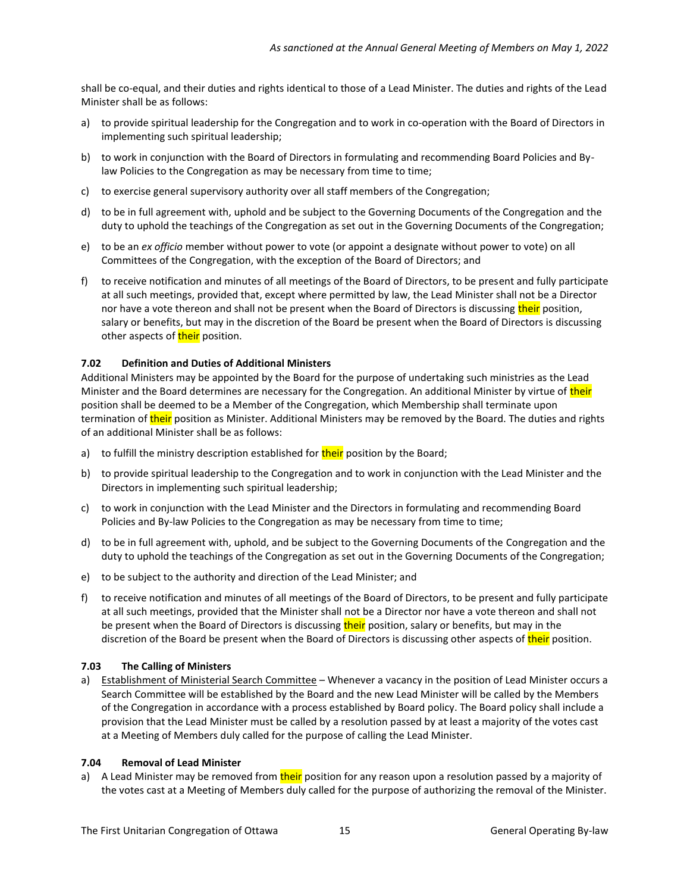shall be co-equal, and their duties and rights identical to those of a Lead Minister. The duties and rights of the Lead Minister shall be as follows:

a) to provide spiritual leadership for the Congregation and to work in co-operation with the Board of Directors in implementing such spiritual leadership;

b) to work in conjunction with the Board of Directors in formulating and recommending Board Policies and By-law Policies to the Congregation as may be necessary from time to time;

c) to exercise general supervisory authority over all staff members of the Congregation;

d) to be in full agreement with, uphold and be subject to the Governing Documents of the Congregation and the duty to uphold the teachings of the Congregation as set out in the Governing Documents of the Congregation;

e) to be an *ex officio* member without power to vote (or appoint a designate without power to vote) on all Committees of the Congregation, with the exception of the Board of Directors; and

f) to receive notification and minutes of all meetings of the Board of Directors, to be present and fully participate at all such meetings, provided that, except where permitted by law, the Lead Minister shall not be a Director nor have a vote thereon and shall not be present when the Board of Directors is discussing their position, salary or benefits, but may in the discretion of the Board be present when the Board of Directors is discussing other aspects of their position.

**7.02 Definition and Duties of Additional Ministers**

Additional Ministers may be appointed by the Board for the purpose of undertaking such ministries as the Lead Minister and the Board determines are necessary for the Congregation. An additional Minister by virtue of their position shall be deemed to be a Member of the Congregation, which Membership shall terminate upon termination of their position as Minister. Additional Ministers may be removed by the Board. The duties and rights of an additional Minister shall be as follows:

a) to fulfill the ministry description established for their position by the Board;

b) to provide spiritual leadership to the Congregation and to work in conjunction with the Lead Minister and the Directors in implementing such spiritual leadership;

c) to work in conjunction with the Lead Minister and the Directors in formulating and recommending Board Policies and By-law Policies to the Congregation as may be necessary from time to time;

d) to be in full agreement with, uphold, and be subject to the Governing Documents of the Congregation and the duty to uphold the teachings of the Congregation as set out in the Governing Documents of the Congregation;

e) to be subject to the authority and direction of the Lead Minister; and

f) to receive notification and minutes of all meetings of the Board of Directors, to be present and fully participate at all such meetings, provided that the Minister shall not be a Director nor have a vote thereon and shall not be present when the Board of Directors is discussing their position, salary or benefits, but may in the discretion of the Board be present when the Board of Directors is discussing other aspects of their position.

**7.03 The Calling of Ministers**

a) Establishment of Ministerial Search Committee – Whenever a vacancy in the position of Lead Minister occurs a Search Committee will be established by the Board and the new Lead Minister will be called by the Members of the Congregation in accordance with a process established by Board policy. The Board policy shall include a provision that the Lead Minister must be called by a resolution passed by at least a majority of the votes cast at a Meeting of Members duly called for the purpose of calling the Lead Minister.

**7.04 Removal of Lead Minister**

a) A Lead Minister may be removed from their position for any reason upon a resolution passed by a majority of the votes cast at a Meeting of Members duly called for the purpose of authorizing the removal of the Minister.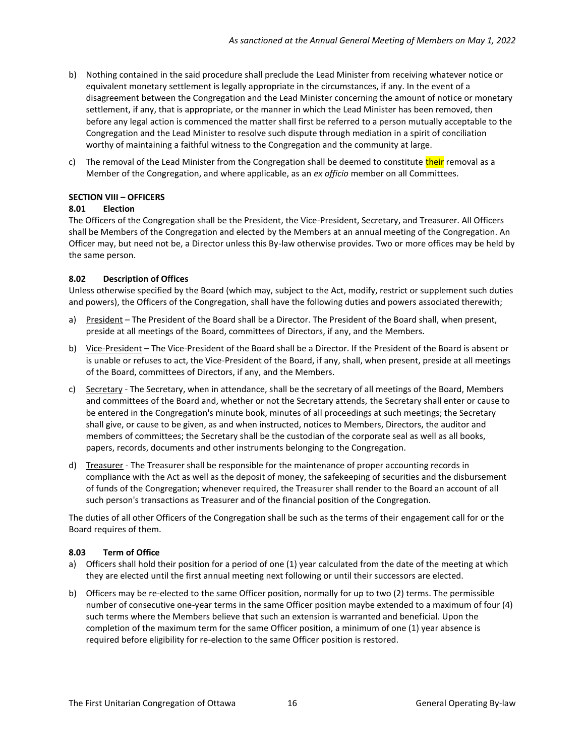b) Nothing contained in the said procedure shall preclude the Lead Minister from receiving whatever notice or equivalent monetary settlement is legally appropriate in the circumstances, if any. In the event of a disagreement between the Congregation and the Lead Minister concerning the amount of notice or monetary settlement, if any, that is appropriate, or the manner in which the Lead Minister has been removed, then before any legal action is commenced the matter shall first be referred to a person mutually acceptable to the Congregation and the Lead Minister to resolve such dispute through mediation in a spirit of conciliation worthy of maintaining a faithful witness to the Congregation and the community at large.

c) The removal of the Lead Minister from the Congregation shall be deemed to constitute their removal as a Member of the Congregation, and where applicable, as an *ex officio* member on all Committees.

**SECTION VIII – OFFICERS**

**8.01 Election**

The Officers of the Congregation shall be the President, the Vice-President, Secretary, and Treasurer. All Officers shall be Members of the Congregation and elected by the Members at an annual meeting of the Congregation. An Officer may, but need not be, a Director unless this By-law otherwise provides. Two or more offices may be held by the same person.

**8.02 Description of Offices**

Unless otherwise specified by the Board (which may, subject to the Act, modify, restrict or supplement such duties and powers), the Officers of the Congregation, shall have the following duties and powers associated therewith;

a) <u>President</u> – The President of the Board shall be a Director. The President of the Board shall, when present, preside at all meetings of the Board, committees of Directors, if any, and the Members.

b) <u>Vice-President</u> – The Vice-President of the Board shall be a Director. If the President of the Board is absent or is unable or refuses to act, the Vice-President of the Board, if any, shall, when present, preside at all meetings of the Board, committees of Directors, if any, and the Members.

c) <u>Secretary</u> - The Secretary, when in attendance, shall be the secretary of all meetings of the Board, Members and committees of the Board and, whether or not the Secretary attends, the Secretary shall enter or cause to be entered in the Congregation's minute book, minutes of all proceedings at such meetings; the Secretary shall give, or cause to be given, as and when instructed, notices to Members, Directors, the auditor and members of committees; the Secretary shall be the custodian of the corporate seal as well as all books, papers, records, documents and other instruments belonging to the Congregation.

d) <u>Treasurer</u> - The Treasurer shall be responsible for the maintenance of proper accounting records in compliance with the Act as well as the deposit of money, the safekeeping of securities and the disbursement of funds of the Congregation; whenever required, the Treasurer shall render to the Board an account of all such person's transactions as Treasurer and of the financial position of the Congregation.

The duties of all other Officers of the Congregation shall be such as the terms of their engagement call for or the Board requires of them.

**8.03 Term of Office**

a) Officers shall hold their position for a period of one (1) year calculated from the date of the meeting at which they are elected until the first annual meeting next following or until their successors are elected.

b) Officers may be re-elected to the same Officer position, normally for up to two (2) terms. The permissible number of consecutive one-year terms in the same Officer position maybe extended to a maximum of four (4) such terms where the Members believe that such an extension is warranted and beneficial. Upon the completion of the maximum term for the same Officer position, a minimum of one (1) year absence is required before eligibility for re-election to the same Officer position is restored.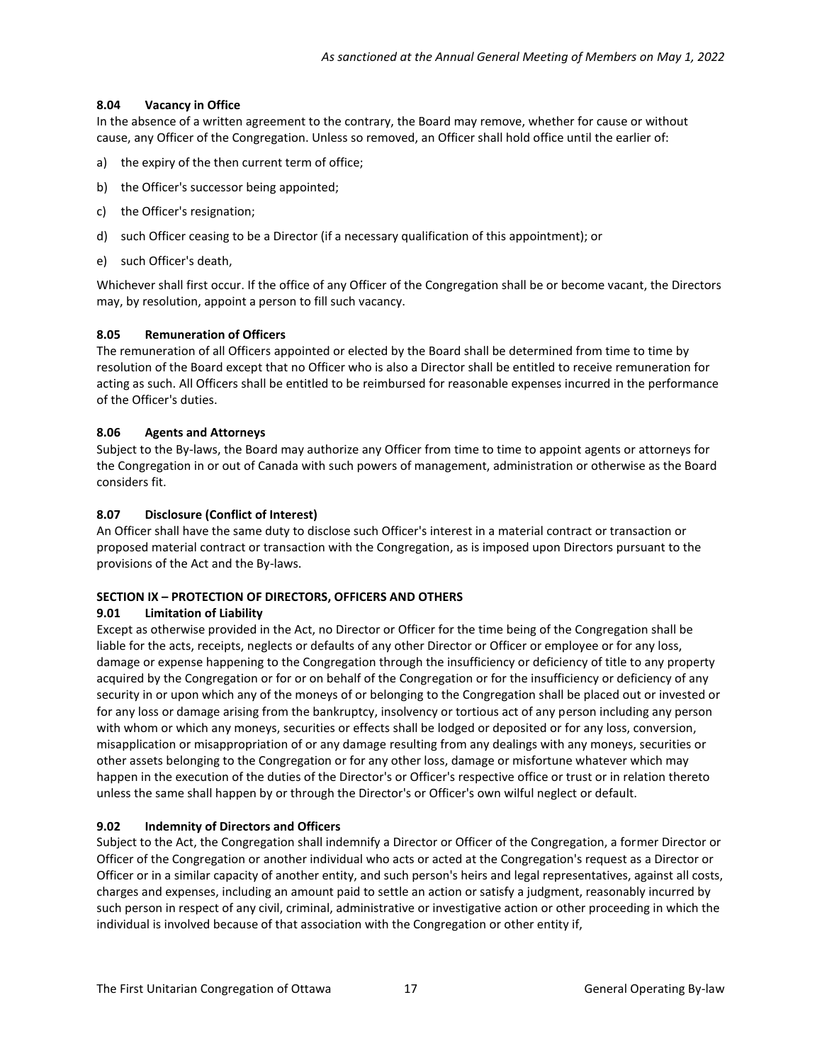#### 8.04 Vacancy in Office

In the absence of a written agreement to the contrary, the Board may remove, whether for cause or without cause, any Officer of the Congregation. Unless so removed, an Officer shall hold office until the earlier of:

a) the expiry of the then current term of office;

b) the Officer's successor being appointed;

c) the Officer's resignation;

d) such Officer ceasing to be a Director (if a necessary qualification of this appointment); or

e) such Officer's death,

Whichever shall first occur. If the office of any Officer of the Congregation shall be or become vacant, the Directors may, by resolution, appoint a person to fill such vacancy.

#### 8.05 Remuneration of Officers

The remuneration of all Officers appointed or elected by the Board shall be determined from time to time by resolution of the Board except that no Officer who is also a Director shall be entitled to receive remuneration for acting as such. All Officers shall be entitled to be reimbursed for reasonable expenses incurred in the performance of the Officer's duties.

#### 8.06 Agents and Attorneys

Subject to the By-laws, the Board may authorize any Officer from time to time to appoint agents or attorneys for the Congregation in or out of Canada with such powers of management, administration or otherwise as the Board considers fit.

#### 8.07 Disclosure (Conflict of Interest)

An Officer shall have the same duty to disclose such Officer's interest in a material contract or transaction or proposed material contract or transaction with the Congregation, as is imposed upon Directors pursuant to the provisions of the Act and the By-laws.

### SECTION IX – PROTECTION OF DIRECTORS, OFFICERS AND OTHERS

#### 9.01 Limitation of Liability

Except as otherwise provided in the Act, no Director or Officer for the time being of the Congregation shall be liable for the acts, receipts, neglects or defaults of any other Director or Officer or employee or for any loss, damage or expense happening to the Congregation through the insufficiency or deficiency of title to any property acquired by the Congregation or for or on behalf of the Congregation or for the insufficiency or deficiency of any security in or upon which any of the moneys of or belonging to the Congregation shall be placed out or invested or for any loss or damage arising from the bankruptcy, insolvency or tortious act of any person including any person with whom or which any moneys, securities or effects shall be lodged or deposited or for any loss, conversion, misapplication or misappropriation of or any damage resulting from any dealings with any moneys, securities or other assets belonging to the Congregation or for any other loss, damage or misfortune whatever which may happen in the execution of the duties of the Director's or Officer's respective office or trust or in relation thereto unless the same shall happen by or through the Director's or Officer's own wilful neglect or default.

#### 9.02 Indemnity of Directors and Officers

Subject to the Act, the Congregation shall indemnify a Director or Officer of the Congregation, a former Director or Officer of the Congregation or another individual who acts or acted at the Congregation's request as a Director or Officer or in a similar capacity of another entity, and such person's heirs and legal representatives, against all costs, charges and expenses, including an amount paid to settle an action or satisfy a judgment, reasonably incurred by such person in respect of any civil, criminal, administrative or investigative action or other proceeding in which the individual is involved because of that association with the Congregation or other entity if,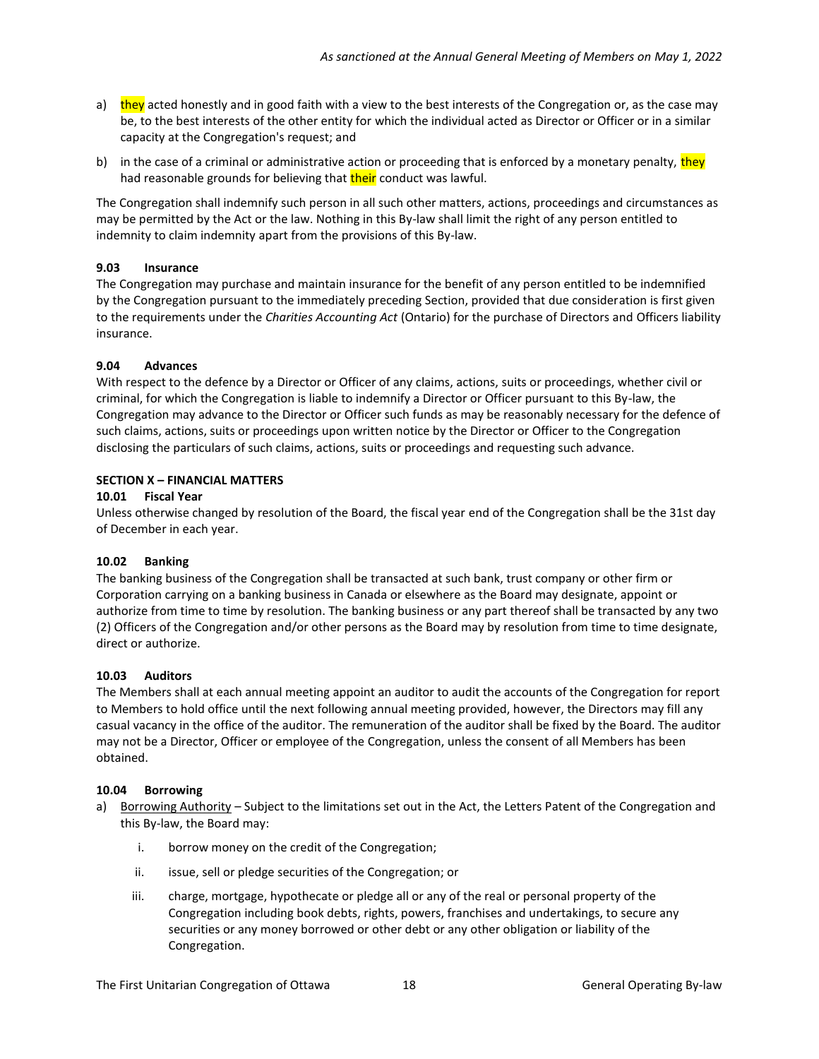a) they acted honestly and in good faith with a view to the best interests of the Congregation or, as the case may be, to the best interests of the other entity for which the individual acted as Director or Officer or in a similar capacity at the Congregation's request; and

b) in the case of a criminal or administrative action or proceeding that is enforced by a monetary penalty, they had reasonable grounds for believing that their conduct was lawful.

The Congregation shall indemnify such person in all such other matters, actions, proceedings and circumstances as may be permitted by the Act or the law. Nothing in this By-law shall limit the right of any person entitled to indemnity to claim indemnity apart from the provisions of this By-law.

**9.03 Insurance**

The Congregation may purchase and maintain insurance for the benefit of any person entitled to be indemnified by the Congregation pursuant to the immediately preceding Section, provided that due consideration is first given to the requirements under the *Charities Accounting Act* (Ontario) for the purchase of Directors and Officers liability insurance.

**9.04 Advances**

With respect to the defence by a Director or Officer of any claims, actions, suits or proceedings, whether civil or criminal, for which the Congregation is liable to indemnify a Director or Officer pursuant to this By-law, the Congregation may advance to the Director or Officer such funds as may be reasonably necessary for the defence of such claims, actions, suits or proceedings upon written notice by the Director or Officer to the Congregation disclosing the particulars of such claims, actions, suits or proceedings and requesting such advance.

## SECTION X – FINANCIAL MATTERS

**10.01 Fiscal Year**

Unless otherwise changed by resolution of the Board, the fiscal year end of the Congregation shall be the 31st day of December in each year.

**10.02 Banking**

The banking business of the Congregation shall be transacted at such bank, trust company or other firm or Corporation carrying on a banking business in Canada or elsewhere as the Board may designate, appoint or authorize from time to time by resolution. The banking business or any part thereof shall be transacted by any two (2) Officers of the Congregation and/or other persons as the Board may by resolution from time to time designate, direct or authorize.

**10.03 Auditors**

The Members shall at each annual meeting appoint an auditor to audit the accounts of the Congregation for report to Members to hold office until the next following annual meeting provided, however, the Directors may fill any casual vacancy in the office of the auditor. The remuneration of the auditor shall be fixed by the Board. The auditor may not be a Director, Officer or employee of the Congregation, unless the consent of all Members has been obtained.

**10.04 Borrowing**

a) Borrowing Authority – Subject to the limitations set out in the Act, the Letters Patent of the Congregation and this By-law, the Board may:

   i. borrow money on the credit of the Congregation;

   ii. issue, sell or pledge securities of the Congregation; or

   iii. charge, mortgage, hypothecate or pledge all or any of the real or personal property of the Congregation including book debts, rights, powers, franchises and undertakings, to secure any securities or any money borrowed or other debt or any other obligation or liability of the Congregation.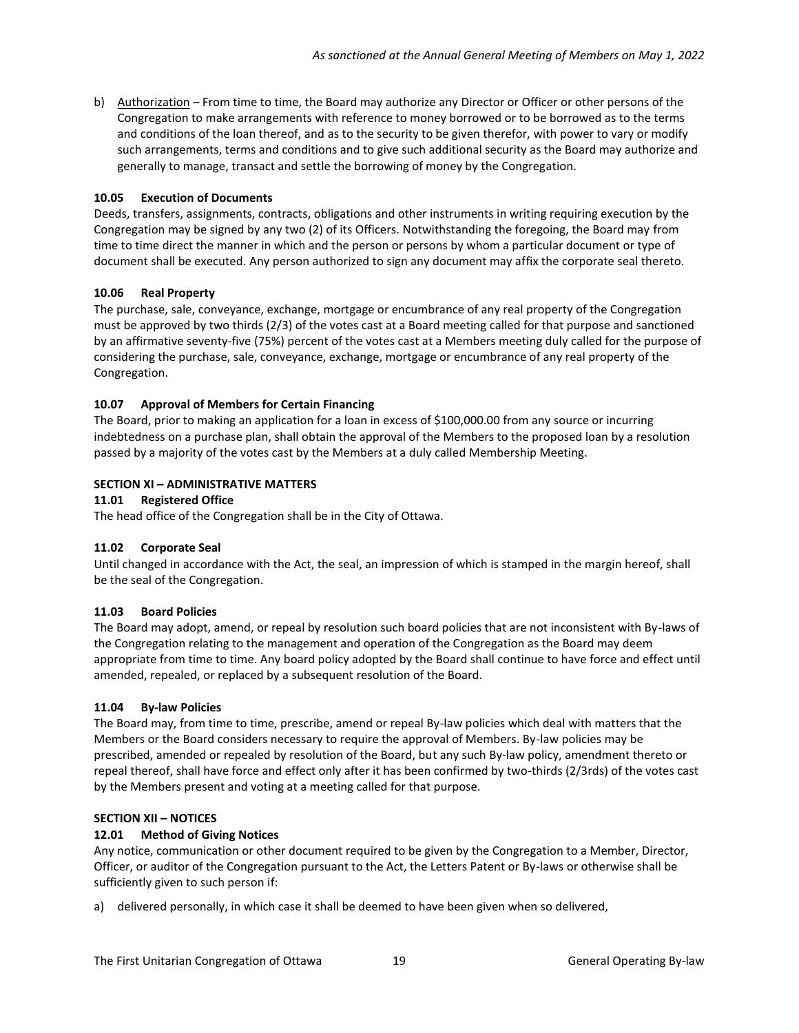b) Authorization – From time to time, the Board may authorize any Director or Officer or other persons of the Congregation to make arrangements with reference to money borrowed or to be borrowed as to the terms and conditions of the loan thereof, and as to the security to be given therefor, with power to vary or modify such arrangements, terms and conditions and to give such additional security as the Board may authorize and generally to manage, transact and settle the borrowing of money by the Congregation.

**10.05 Execution of Documents**

Deeds, transfers, assignments, contracts, obligations and other instruments in writing requiring execution by the Congregation may be signed by any two (2) of its Officers. Notwithstanding the foregoing, the Board may from time to time direct the manner in which and the person or persons by whom a particular document or type of document shall be executed. Any person authorized to sign any document may affix the corporate seal thereto.

**10.06 Real Property**

The purchase, sale, conveyance, exchange, mortgage or encumbrance of any real property of the Congregation must be approved by two thirds (2/3) of the votes cast at a Board meeting called for that purpose and sanctioned by an affirmative seventy-five (75%) percent of the votes cast at a Members meeting duly called for the purpose of considering the purchase, sale, conveyance, exchange, mortgage or encumbrance of any real property of the Congregation.

**10.07 Approval of Members for Certain Financing**

The Board, prior to making an application for a loan in excess of $100,000.00 from any source or incurring indebtedness on a purchase plan, shall obtain the approval of the Members to the proposed loan by a resolution passed by a majority of the votes cast by the Members at a duly called Membership Meeting.

**SECTION XI – ADMINISTRATIVE MATTERS**

**11.01 Registered Office**

The head office of the Congregation shall be in the City of Ottawa.

**11.02 Corporate Seal**

Until changed in accordance with the Act, the seal, an impression of which is stamped in the margin hereof, shall be the seal of the Congregation.

**11.03 Board Policies**

The Board may adopt, amend, or repeal by resolution such board policies that are not inconsistent with By-laws of the Congregation relating to the management and operation of the Congregation as the Board may deem appropriate from time to time. Any board policy adopted by the Board shall continue to have force and effect until amended, repealed, or replaced by a subsequent resolution of the Board.

**11.04 By-law Policies**

The Board may, from time to time, prescribe, amend or repeal By-law policies which deal with matters that the Members or the Board considers necessary to require the approval of Members. By-law policies may be prescribed, amended or repealed by resolution of the Board, but any such By-law policy, amendment thereto or repeal thereof, shall have force and effect only after it has been confirmed by two-thirds (2/3rds) of the votes cast by the Members present and voting at a meeting called for that purpose.

**SECTION XII – NOTICES**

**12.01 Method of Giving Notices**

Any notice, communication or other document required to be given by the Congregation to a Member, Director, Officer, or auditor of the Congregation pursuant to the Act, the Letters Patent or By-laws or otherwise shall be sufficiently given to such person if:

a) delivered personally, in which case it shall be deemed to have been given when so delivered,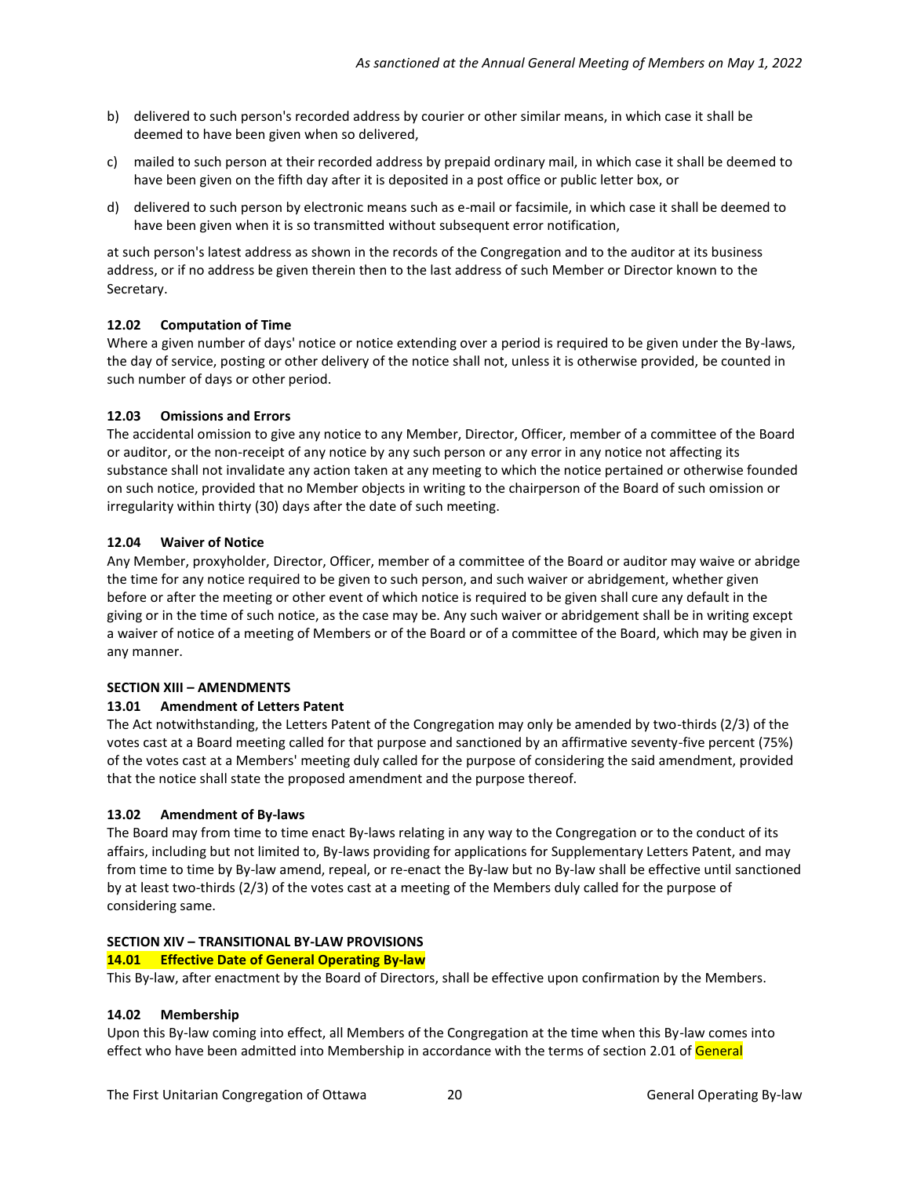b) delivered to such person's recorded address by courier or other similar means, in which case it shall be deemed to have been given when so delivered,

c) mailed to such person at their recorded address by prepaid ordinary mail, in which case it shall be deemed to have been given on the fifth day after it is deposited in a post office or public letter box, or

d) delivered to such person by electronic means such as e-mail or facsimile, in which case it shall be deemed to have been given when it is so transmitted without subsequent error notification,

at such person's latest address as shown in the records of the Congregation and to the auditor at its business address, or if no address be given therein then to the last address of such Member or Director known to the Secretary.

**12.02 Computation of Time**

Where a given number of days' notice or notice extending over a period is required to be given under the By-laws, the day of service, posting or other delivery of the notice shall not, unless it is otherwise provided, be counted in such number of days or other period.

**12.03 Omissions and Errors**

The accidental omission to give any notice to any Member, Director, Officer, member of a committee of the Board or auditor, or the non-receipt of any notice by any such person or any error in any notice not affecting its substance shall not invalidate any action taken at any meeting to which the notice pertained or otherwise founded on such notice, provided that no Member objects in writing to the chairperson of the Board of such omission or irregularity within thirty (30) days after the date of such meeting.

**12.04 Waiver of Notice**

Any Member, proxyholder, Director, Officer, member of a committee of the Board or auditor may waive or abridge the time for any notice required to be given to such person, and such waiver or abridgement, whether given before or after the meeting or other event of which notice is required to be given shall cure any default in the giving or in the time of such notice, as the case may be. Any such waiver or abridgement shall be in writing except a waiver of notice of a meeting of Members or of the Board or of a committee of the Board, which may be given in any manner.

**SECTION XIII – AMENDMENTS**

**13.01 Amendment of Letters Patent**

The Act notwithstanding, the Letters Patent of the Congregation may only be amended by two-thirds (2/3) of the votes cast at a Board meeting called for that purpose and sanctioned by an affirmative seventy-five percent (75%) of the votes cast at a Members' meeting duly called for the purpose of considering the said amendment, provided that the notice shall state the proposed amendment and the purpose thereof.

**13.02 Amendment of By-laws**

The Board may from time to time enact By-laws relating in any way to the Congregation or to the conduct of its affairs, including but not limited to, By-laws providing for applications for Supplementary Letters Patent, and may from time to time by By-law amend, repeal, or re-enact the By-law but no By-law shall be effective until sanctioned by at least two-thirds (2/3) of the votes cast at a meeting of the Members duly called for the purpose of considering same.

**SECTION XIV – TRANSITIONAL BY-LAW PROVISIONS**

**14.01 Effective Date of General Operating By-law**

This By-law, after enactment by the Board of Directors, shall be effective upon confirmation by the Members.

**14.02 Membership**

Upon this By-law coming into effect, all Members of the Congregation at the time when this By-law comes into effect who have been admitted into Membership in accordance with the terms of section 2.01 of General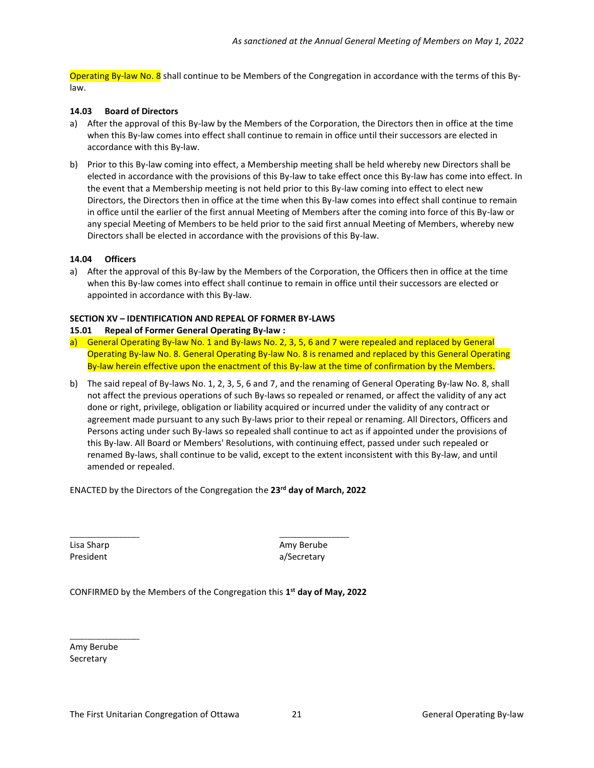Operating By-law No. 8 shall continue to be Members of the Congregation in accordance with the terms of this By-law.

**14.03 Board of Directors**

a) After the approval of this By-law by the Members of the Corporation, the Directors then in office at the time when this By-law comes into effect shall continue to remain in office until their successors are elected in accordance with this By-law.

b) Prior to this By-law coming into effect, a Membership meeting shall be held whereby new Directors shall be elected in accordance with the provisions of this By-law to take effect once this By-law has come into effect. In the event that a Membership meeting is not held prior to this By-law coming into effect to elect new Directors, the Directors then in office at the time when this By-law comes into effect shall continue to remain in office until the earlier of the first annual Meeting of Members after the coming into force of this By-law or any special Meeting of Members to be held prior to the said first annual Meeting of Members, whereby new Directors shall be elected in accordance with the provisions of this By-law.

**14.04 Officers**

a) After the approval of this By-law by the Members of the Corporation, the Officers then in office at the time when this By-law comes into effect shall continue to remain in office until their successors are elected or appointed in accordance with this By-law.

**SECTION XV – IDENTIFICATION AND REPEAL OF FORMER BY-LAWS**

**15.01 Repeal of Former General Operating By-law :**

a) General Operating By-law No. 1 and By-laws No. 2, 3, 5, 6 and 7 were repealed and replaced by General Operating By-law No. 8. General Operating By-law No. 8 is renamed and replaced by this General Operating By-law herein effective upon the enactment of this By-law at the time of confirmation by the Members.

b) The said repeal of By-laws No. 1, 2, 3, 5, 6 and 7, and the renaming of General Operating By-law No. 8, shall not affect the previous operations of such By-laws so repealed or renamed, or affect the validity of any act done or right, privilege, obligation or liability acquired or incurred under the validity of any contract or agreement made pursuant to any such By-laws prior to their repeal or renaming. All Directors, Officers and Persons acting under such By-laws so repealed shall continue to act as if appointed under the provisions of this By-law. All Board or Members' Resolutions, with continuing effect, passed under such repealed or renamed By-laws, shall continue to be valid, except to the extent inconsistent with this By-law, and until amended or repealed.

ENACTED by the Directors of the Congregation the **23rd day of March, 2022**

| | |
|---|---|
| _______________ | _______________ |
| Lisa Sharp | Amy Berube |
| President | a/Secretary |

CONFIRMED by the Members of the Congregation this **1st day of May, 2022**

_______________
Amy Berube
Secretary